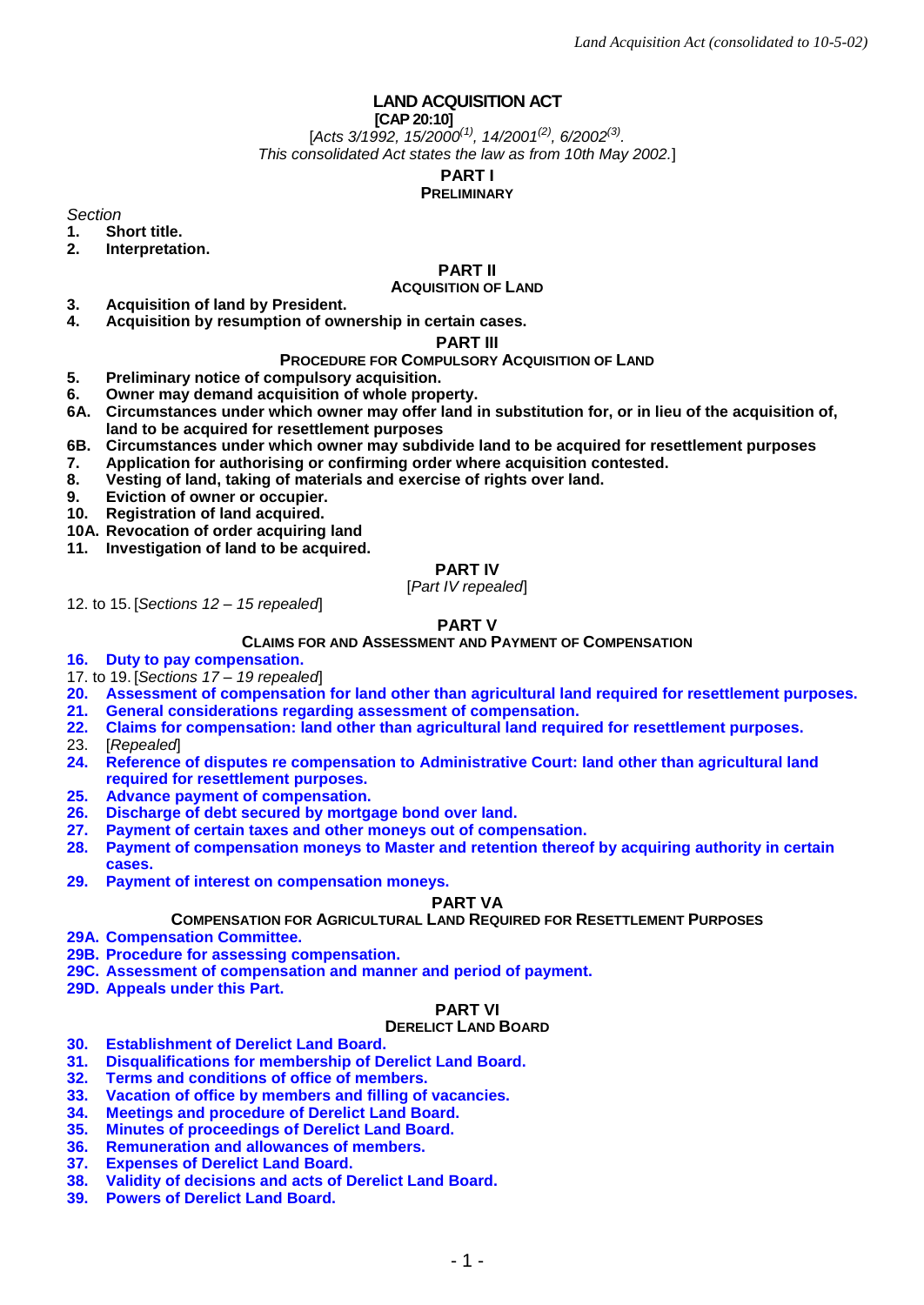# LAND ACQUISITION ACT

**[CAP 20:10]**

[*Acts 3/1992, 15/2000*[1]*, 14/2001*[2]*, 6/2002*[3]*.*
*This consolidated Act states the law as from 10th May 2002.*]

## PART I
### PRELIMINARY

*Section*

**1. Short title.**
**2. Interpretation.**

## PART II
### ACQUISITION OF LAND

**3. Acquisition of land by President.**
**4. Acquisition by resumption of ownership in certain cases.**

## PART III
### PROCEDURE FOR COMPULSORY ACQUISITION OF LAND

**5. Preliminary notice of compulsory acquisition.**
**6. Owner may demand acquisition of whole property.**
**6A. Circumstances under which owner may offer land in substitution for, or in lieu of the acquisition of, land to be acquired for resettlement purposes**
**6B. Circumstances under which owner may subdivide land to be acquired for resettlement purposes**
**7. Application for authorising or confirming order where acquisition contested.**
**8. Vesting of land, taking of materials and exercise of rights over land.**
**9. Eviction of owner or occupier.**
**10. Registration of land acquired.**
**10A. Revocation of order acquiring land**
**11. Investigation of land to be acquired.**

## PART IV

[*Part IV repealed*]

12. to 15. [*Sections 12 – 15 repealed*]

## PART V
### CLAIMS FOR AND ASSESSMENT AND PAYMENT OF COMPENSATION

**16. Duty to pay compensation.**
17. to 19. [*Sections 17 – 19 repealed*]
**20. Assessment of compensation for land other than agricultural land required for resettlement purposes.**
**21. General considerations regarding assessment of compensation.**
**22. Claims for compensation: land other than agricultural land required for resettlement purposes.**
23. [*Repealed*]
**24. Reference of disputes re compensation to Administrative Court: land other than agricultural land required for resettlement purposes.**
**25. Advance payment of compensation.**
**26. Discharge of debt secured by mortgage bond over land.**
**27. Payment of certain taxes and other moneys out of compensation.**
**28. Payment of compensation moneys to Master and retention thereof by acquiring authority in certain cases.**
**29. Payment of interest on compensation moneys.**

## PART VA
### COMPENSATION FOR AGRICULTURAL LAND REQUIRED FOR RESETTLEMENT PURPOSES

**29A. Compensation Committee.**
**29B. Procedure for assessing compensation.**
**29C. Assessment of compensation and manner and period of payment.**
**29D. Appeals under this Part.**

## PART VI
### DERELICT LAND BOARD

**30. Establishment of Derelict Land Board.**
**31. Disqualifications for membership of Derelict Land Board.**
**32. Terms and conditions of office of members.**
**33. Vacation of office by members and filling of vacancies.**
**34. Meetings and procedure of Derelict Land Board.**
**35. Minutes of proceedings of Derelict Land Board.**
**36. Remuneration and allowances of members.**
**37. Expenses of Derelict Land Board.**
**38. Validity of decisions and acts of Derelict Land Board.**
**39. Powers of Derelict Land Board.**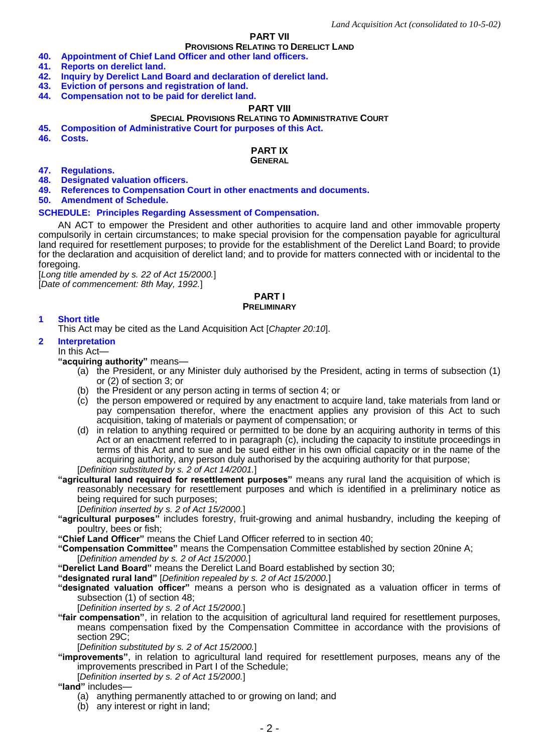## PART VII
### PROVISIONS RELATING TO DERELICT LAND

40. Appointment of Chief Land Officer and other land officers.
41. Reports on derelict land.
42. Inquiry by Derelict Land Board and declaration of derelict land.
43. Eviction of persons and registration of land.
44. Compensation not to be paid for derelict land.

## PART VIII
### SPECIAL PROVISIONS RELATING TO ADMINISTRATIVE COURT

45. Composition of Administrative Court for purposes of this Act.
46. Costs.

## PART IX
### GENERAL

47. Regulations.
48. Designated valuation officers.
49. References to Compensation Court in other enactments and documents.
50. Amendment of Schedule.

SCHEDULE: Principles Regarding Assessment of Compensation.

AN ACT to empower the President and other authorities to acquire land and other immovable property compulsorily in certain circumstances; to make special provision for the compensation payable for agricultural land required for resettlement purposes; to provide for the establishment of the Derelict Land Board; to provide for the declaration and acquisition of derelict land; and to provide for matters connected with or incidental to the foregoing.

[*Long title amended by s. 22 of Act 15/2000.*]
[*Date of commencement: 8th May, 1992.*]

## PART I
### PRELIMINARY

**1 Short title**

This Act may be cited as the Land Acquisition Act [*Chapter 20:10*].

**2 Interpretation**

In this Act—

**"acquiring authority"** means—

(a) the President, or any Minister duly authorised by the President, acting in terms of subsection (1) or (2) of section 3; or
(b) the President or any person acting in terms of section 4; or
(c) the person empowered or required by any enactment to acquire land, take materials from land or pay compensation therefor, where the enactment applies any provision of this Act to such acquisition, taking of materials or payment of compensation; or
(d) in relation to anything required or permitted to be done by an acquiring authority in terms of this Act or an enactment referred to in paragraph (c), including the capacity to institute proceedings in terms of this Act and to sue and be sued either in his own official capacity or in the name of the acquiring authority, any person duly authorised by the acquiring authority for that purpose;

[*Definition substituted by s. 2 of Act 14/2001.*]

**"agricultural land required for resettlement purposes"** means any rural land the acquisition of which is reasonably necessary for resettlement purposes and which is identified in a preliminary notice as being required for such purposes;

[*Definition inserted by s. 2 of Act 15/2000.*]

**"agricultural purposes"** includes forestry, fruit-growing and animal husbandry, including the keeping of poultry, bees or fish;

**"Chief Land Officer"** means the Chief Land Officer referred to in section 40;

**"Compensation Committee"** means the Compensation Committee established by section 20nine A;

[*Definition amended by s. 2 of Act 15/2000.*]

**"Derelict Land Board"** means the Derelict Land Board established by section 30;

**"designated rural land"** [*Definition repealed by s. 2 of Act 15/2000.*]

**"designated valuation officer"** means a person who is designated as a valuation officer in terms of subsection (1) of section 48;

[*Definition inserted by s. 2 of Act 15/2000.*]

**"fair compensation"**, in relation to the acquisition of agricultural land required for resettlement purposes, means compensation fixed by the Compensation Committee in accordance with the provisions of section 29C;

[*Definition substituted by s. 2 of Act 15/2000.*]

**"improvements"**, in relation to agricultural land required for resettlement purposes, means any of the improvements prescribed in Part I of the Schedule;

[*Definition inserted by s. 2 of Act 15/2000.*]

**"land"** includes—

(a) anything permanently attached to or growing on land; and
(b) any interest or right in land;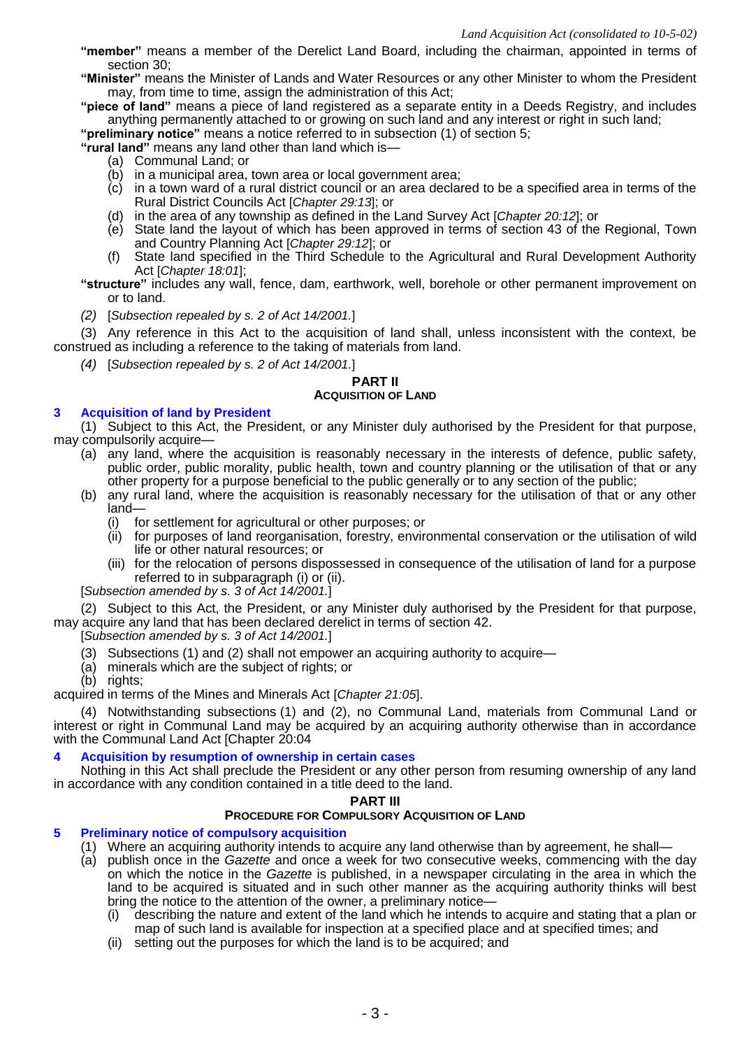**"member"** means a member of the Derelict Land Board, including the chairman, appointed in terms of section 30;

**"Minister"** means the Minister of Lands and Water Resources or any other Minister to whom the President may, from time to time, assign the administration of this Act;

**"piece of land"** means a piece of land registered as a separate entity in a Deeds Registry, and includes anything permanently attached to or growing on such land and any interest or right in such land;

**"preliminary notice"** means a notice referred to in subsection (1) of section 5;

**"rural land"** means any land other than land which is—

(a) Communal Land; or

(b) in a municipal area, town area or local government area;

(c) in a town ward of a rural district council or an area declared to be a specified area in terms of the Rural District Councils Act [*Chapter 29:13*]; or

(d) in the area of any township as defined in the Land Survey Act [*Chapter 20:12*]; or

(e) State land the layout of which has been approved in terms of section 43 of the Regional, Town and Country Planning Act [*Chapter 29:12*]; or

(f) State land specified in the Third Schedule to the Agricultural and Rural Development Authority Act [*Chapter 18:01*];

**"structure"** includes any wall, fence, dam, earthwork, well, borehole or other permanent improvement on or to land.

*(2)* [*Subsection repealed by s. 2 of Act 14/2001.*]

(3) Any reference in this Act to the acquisition of land shall, unless inconsistent with the context, be construed as including a reference to the taking of materials from land.

*(4)* [*Subsection repealed by s. 2 of Act 14/2001.*]

## PART II
## ACQUISITION OF LAND

### 3 Acquisition of land by President

(1) Subject to this Act, the President, or any Minister duly authorised by the President for that purpose, may compulsorily acquire—

(a) any land, where the acquisition is reasonably necessary in the interests of defence, public safety, public order, public morality, public health, town and country planning or the utilisation of that or any other property for a purpose beneficial to the public generally or to any section of the public;

(b) any rural land, where the acquisition is reasonably necessary for the utilisation of that or any other land—

(i) for settlement for agricultural or other purposes; or

(ii) for purposes of land reorganisation, forestry, environmental conservation or the utilisation of wild life or other natural resources; or

(iii) for the relocation of persons dispossessed in consequence of the utilisation of land for a purpose referred to in subparagraph (i) or (ii).

[*Subsection amended by s. 3 of Act 14/2001.*]

(2) Subject to this Act, the President, or any Minister duly authorised by the President for that purpose, may acquire any land that has been declared derelict in terms of section 42.

[*Subsection amended by s. 3 of Act 14/2001.*]

(3) Subsections (1) and (2) shall not empower an acquiring authority to acquire—

(a) minerals which are the subject of rights; or

(b) rights;

acquired in terms of the Mines and Minerals Act [*Chapter 21:05*].

(4) Notwithstanding subsections (1) and (2), no Communal Land, materials from Communal Land or interest or right in Communal Land may be acquired by an acquiring authority otherwise than in accordance with the Communal Land Act [Chapter 20:04

### 4 Acquisition by resumption of ownership in certain cases

Nothing in this Act shall preclude the President or any other person from resuming ownership of any land in accordance with any condition contained in a title deed to the land.

## PART III
## PROCEDURE FOR COMPULSORY ACQUISITION OF LAND

### 5 Preliminary notice of compulsory acquisition

(1) Where an acquiring authority intends to acquire any land otherwise than by agreement, he shall—

(a) publish once in the *Gazette* and once a week for two consecutive weeks, commencing with the day on which the notice in the *Gazette* is published, in a newspaper circulating in the area in which the land to be acquired is situated and in such other manner as the acquiring authority thinks will best bring the notice to the attention of the owner, a preliminary notice—

(i) describing the nature and extent of the land which he intends to acquire and stating that a plan or map of such land is available for inspection at a specified place and at specified times; and

(ii) setting out the purposes for which the land is to be acquired; and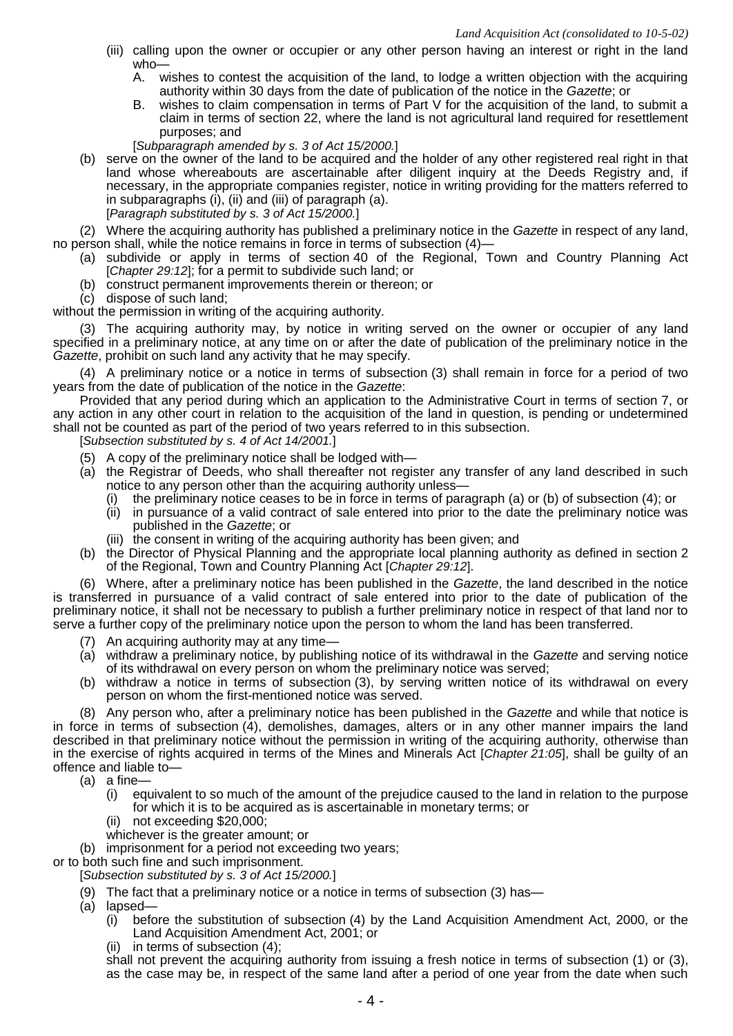(iii) calling upon the owner or occupier or any other person having an interest or right in the land who—

A. wishes to contest the acquisition of the land, to lodge a written objection with the acquiring authority within 30 days from the date of publication of the notice in the *Gazette*; or

B. wishes to claim compensation in terms of Part V for the acquisition of the land, to submit a claim in terms of section 22, where the land is not agricultural land required for resettlement purposes; and

[*Subparagraph amended by s. 3 of Act 15/2000.*]

(b) serve on the owner of the land to be acquired and the holder of any other registered real right in that land whose whereabouts are ascertainable after diligent inquiry at the Deeds Registry and, if necessary, in the appropriate companies register, notice in writing providing for the matters referred to in subparagraphs (i), (ii) and (iii) of paragraph (a).

[*Paragraph substituted by s. 3 of Act 15/2000.*]

(2) Where the acquiring authority has published a preliminary notice in the *Gazette* in respect of any land, no person shall, while the notice remains in force in terms of subsection (4)—

(a) subdivide or apply in terms of section 40 of the Regional, Town and Country Planning Act [*Chapter 29:12*]; for a permit to subdivide such land; or

(b) construct permanent improvements therein or thereon; or

(c) dispose of such land;

without the permission in writing of the acquiring authority.

(3) The acquiring authority may, by notice in writing served on the owner or occupier of any land specified in a preliminary notice, at any time on or after the date of publication of the preliminary notice in the *Gazette*, prohibit on such land any activity that he may specify.

(4) A preliminary notice or a notice in terms of subsection (3) shall remain in force for a period of two years from the date of publication of the notice in the *Gazette*:

Provided that any period during which an application to the Administrative Court in terms of section 7, or any action in any other court in relation to the acquisition of the land in question, is pending or undetermined shall not be counted as part of the period of two years referred to in this subsection.

[*Subsection substituted by s. 4 of Act 14/2001.*]

(5) A copy of the preliminary notice shall be lodged with—

(a) the Registrar of Deeds, who shall thereafter not register any transfer of any land described in such notice to any person other than the acquiring authority unless—

(i) the preliminary notice ceases to be in force in terms of paragraph (a) or (b) of subsection (4); or

(ii) in pursuance of a valid contract of sale entered into prior to the date the preliminary notice was published in the *Gazette*; or

(iii) the consent in writing of the acquiring authority has been given; and

(b) the Director of Physical Planning and the appropriate local planning authority as defined in section 2 of the Regional, Town and Country Planning Act [*Chapter 29:12*].

(6) Where, after a preliminary notice has been published in the *Gazette*, the land described in the notice is transferred in pursuance of a valid contract of sale entered into prior to the date of publication of the preliminary notice, it shall not be necessary to publish a further preliminary notice in respect of that land nor to serve a further copy of the preliminary notice upon the person to whom the land has been transferred.

(7) An acquiring authority may at any time—

(a) withdraw a preliminary notice, by publishing notice of its withdrawal in the *Gazette* and serving notice of its withdrawal on every person on whom the preliminary notice was served;

(b) withdraw a notice in terms of subsection (3), by serving written notice of its withdrawal on every person on whom the first-mentioned notice was served.

(8) Any person who, after a preliminary notice has been published in the *Gazette* and while that notice is in force in terms of subsection (4), demolishes, damages, alters or in any other manner impairs the land described in that preliminary notice without the permission in writing of the acquiring authority, otherwise than in the exercise of rights acquired in terms of the Mines and Minerals Act [*Chapter 21:05*], shall be guilty of an offence and liable to—

(a) a fine—

(i) equivalent to so much of the amount of the prejudice caused to the land in relation to the purpose for which it is to be acquired as is ascertainable in monetary terms; or

(ii) not exceeding $20,000;

whichever is the greater amount; or

(b) imprisonment for a period not exceeding two years;

or to both such fine and such imprisonment.

[*Subsection substituted by s. 3 of Act 15/2000.*]

(9) The fact that a preliminary notice or a notice in terms of subsection (3) has—

(a) lapsed—

(i) before the substitution of subsection (4) by the Land Acquisition Amendment Act, 2000, or the Land Acquisition Amendment Act, 2001; or

(ii) in terms of subsection (4);

shall not prevent the acquiring authority from issuing a fresh notice in terms of subsection (1) or (3), as the case may be, in respect of the same land after a period of one year from the date when such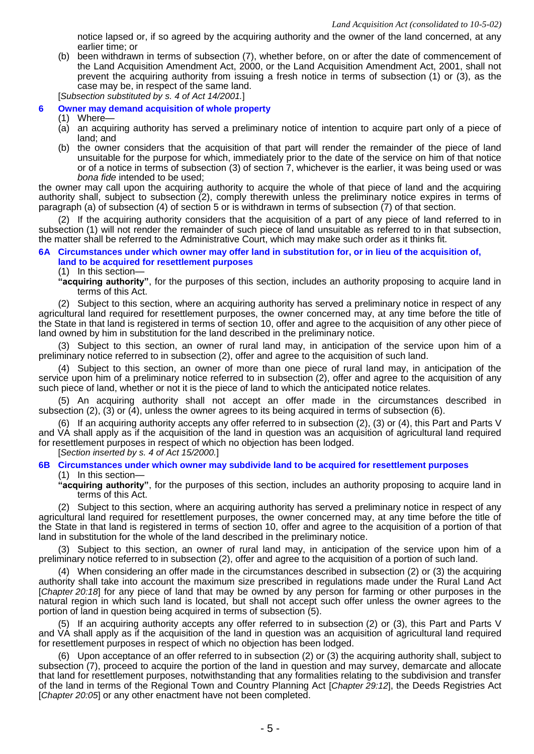notice lapsed or, if so agreed by the acquiring authority and the owner of the land concerned, at any earlier time; or

(b) been withdrawn in terms of subsection (7), whether before, on or after the date of commencement of the Land Acquisition Amendment Act, 2000, or the Land Acquisition Amendment Act, 2001, shall not prevent the acquiring authority from issuing a fresh notice in terms of subsection (1) or (3), as the case may be, in respect of the same land.

[*Subsection substituted by s. 4 of Act 14/2001.*]

### 6 Owner may demand acquisition of whole property

(1) Where—

(a) an acquiring authority has served a preliminary notice of intention to acquire part only of a piece of land; and

(b) the owner considers that the acquisition of that part will render the remainder of the piece of land unsuitable for the purpose for which, immediately prior to the date of the service on him of that notice or of a notice in terms of subsection (3) of section 7, whichever is the earlier, it was being used or was *bona fide* intended to be used;

the owner may call upon the acquiring authority to acquire the whole of that piece of land and the acquiring authority shall, subject to subsection (2), comply therewith unless the preliminary notice expires in terms of paragraph (a) of subsection (4) of section 5 or is withdrawn in terms of subsection (7) of that section.

(2) If the acquiring authority considers that the acquisition of a part of any piece of land referred to in subsection (1) will not render the remainder of such piece of land unsuitable as referred to in that subsection, the matter shall be referred to the Administrative Court, which may make such order as it thinks fit.

### 6A Circumstances under which owner may offer land in substitution for, or in lieu of the acquisition of, land to be acquired for resettlement purposes

(1) In this section—

**"acquiring authority"**, for the purposes of this section, includes an authority proposing to acquire land in terms of this Act.

(2) Subject to this section, where an acquiring authority has served a preliminary notice in respect of any agricultural land required for resettlement purposes, the owner concerned may, at any time before the title of the State in that land is registered in terms of section 10, offer and agree to the acquisition of any other piece of land owned by him in substitution for the land described in the preliminary notice.

(3) Subject to this section, an owner of rural land may, in anticipation of the service upon him of a preliminary notice referred to in subsection (2), offer and agree to the acquisition of such land.

(4) Subject to this section, an owner of more than one piece of rural land may, in anticipation of the service upon him of a preliminary notice referred to in subsection (2), offer and agree to the acquisition of any such piece of land, whether or not it is the piece of land to which the anticipated notice relates.

(5) An acquiring authority shall not accept an offer made in the circumstances described in subsection (2), (3) or (4), unless the owner agrees to its being acquired in terms of subsection (6).

(6) If an acquiring authority accepts any offer referred to in subsection (2), (3) or (4), this Part and Parts V and VA shall apply as if the acquisition of the land in question was an acquisition of agricultural land required for resettlement purposes in respect of which no objection has been lodged.

[*Section inserted by s. 4 of Act 15/2000.*]

### 6B Circumstances under which owner may subdivide land to be acquired for resettlement purposes

(1) In this section—

**"acquiring authority"**, for the purposes of this section, includes an authority proposing to acquire land in terms of this Act.

(2) Subject to this section, where an acquiring authority has served a preliminary notice in respect of any agricultural land required for resettlement purposes, the owner concerned may, at any time before the title of the State in that land is registered in terms of section 10, offer and agree to the acquisition of a portion of that land in substitution for the whole of the land described in the preliminary notice.

(3) Subject to this section, an owner of rural land may, in anticipation of the service upon him of a preliminary notice referred to in subsection (2), offer and agree to the acquisition of a portion of such land.

(4) When considering an offer made in the circumstances described in subsection (2) or (3) the acquiring authority shall take into account the maximum size prescribed in regulations made under the Rural Land Act [*Chapter 20:18*] for any piece of land that may be owned by any person for farming or other purposes in the natural region in which such land is located, but shall not accept such offer unless the owner agrees to the portion of land in question being acquired in terms of subsection (5).

(5) If an acquiring authority accepts any offer referred to in subsection (2) or (3), this Part and Parts V and VA shall apply as if the acquisition of the land in question was an acquisition of agricultural land required for resettlement purposes in respect of which no objection has been lodged.

(6) Upon acceptance of an offer referred to in subsection (2) or (3) the acquiring authority shall, subject to subsection (7), proceed to acquire the portion of the land in question and may survey, demarcate and allocate that land for resettlement purposes, notwithstanding that any formalities relating to the subdivision and transfer of the land in terms of the Regional Town and Country Planning Act [*Chapter 29:12*], the Deeds Registries Act [*Chapter 20:05*] or any other enactment have not been completed.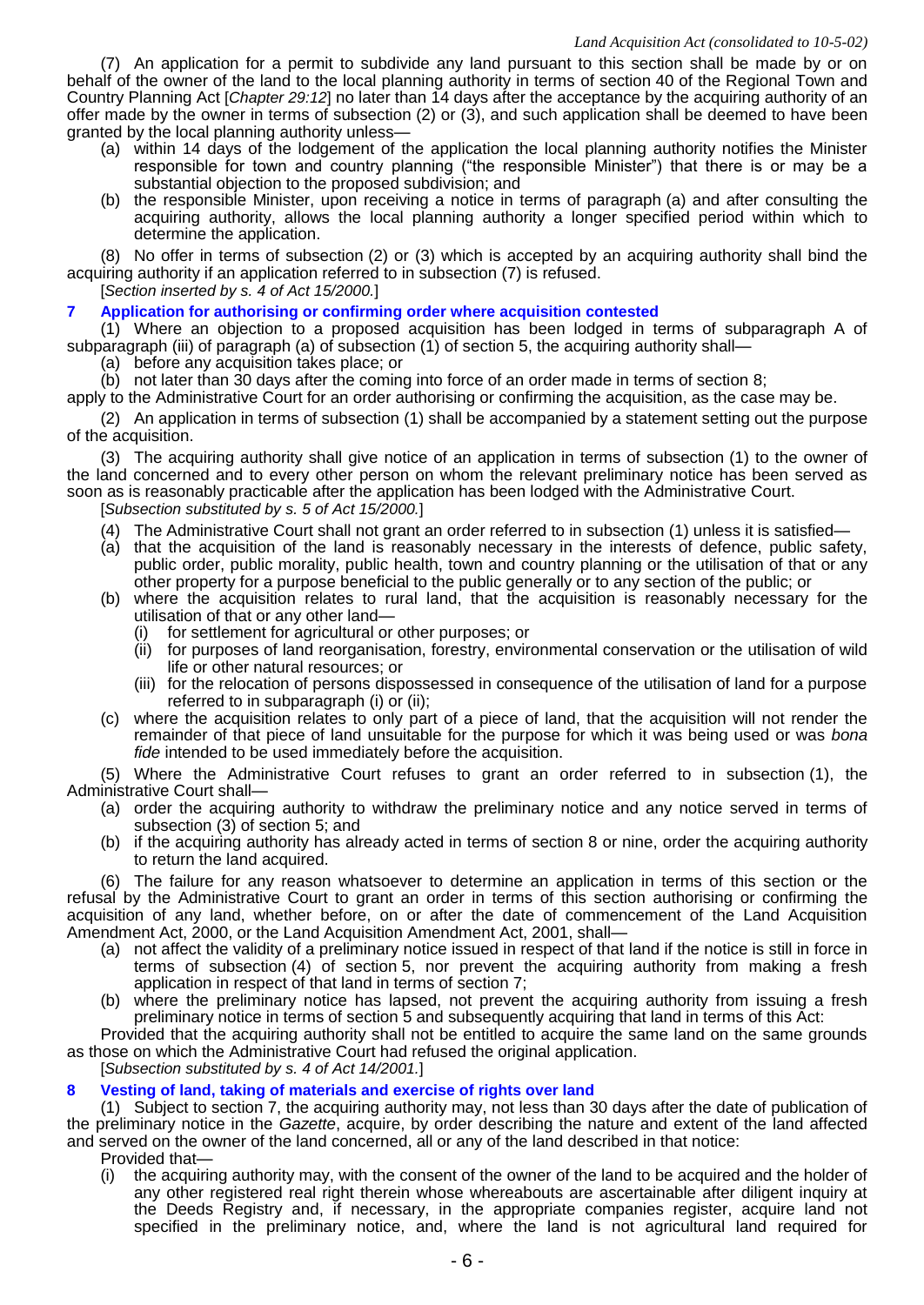(7) An application for a permit to subdivide any land pursuant to this section shall be made by or on behalf of the owner of the land to the local planning authority in terms of section 40 of the Regional Town and Country Planning Act [*Chapter 29:12*] no later than 14 days after the acceptance by the acquiring authority of an offer made by the owner in terms of subsection (2) or (3), and such application shall be deemed to have been granted by the local planning authority unless—

(a) within 14 days of the lodgement of the application the local planning authority notifies the Minister responsible for town and country planning ("the responsible Minister") that there is or may be a substantial objection to the proposed subdivision; and

(b) the responsible Minister, upon receiving a notice in terms of paragraph (a) and after consulting the acquiring authority, allows the local planning authority a longer specified period within which to determine the application.

(8) No offer in terms of subsection (2) or (3) which is accepted by an acquiring authority shall bind the acquiring authority if an application referred to in subsection (7) is refused.

[*Section inserted by s. 4 of Act 15/2000.*]

### 7 Application for authorising or confirming order where acquisition contested

(1) Where an objection to a proposed acquisition has been lodged in terms of subparagraph A of subparagraph (iii) of paragraph (a) of subsection (1) of section 5, the acquiring authority shall—

(a) before any acquisition takes place; or

(b) not later than 30 days after the coming into force of an order made in terms of section 8;

apply to the Administrative Court for an order authorising or confirming the acquisition, as the case may be.

(2) An application in terms of subsection (1) shall be accompanied by a statement setting out the purpose of the acquisition.

(3) The acquiring authority shall give notice of an application in terms of subsection (1) to the owner of the land concerned and to every other person on whom the relevant preliminary notice has been served as soon as is reasonably practicable after the application has been lodged with the Administrative Court.

[*Subsection substituted by s. 5 of Act 15/2000.*]

(4) The Administrative Court shall not grant an order referred to in subsection (1) unless it is satisfied—

(a) that the acquisition of the land is reasonably necessary in the interests of defence, public safety, public order, public morality, public health, town and country planning or the utilisation of that or any other property for a purpose beneficial to the public generally or to any section of the public; or

(b) where the acquisition relates to rural land, that the acquisition is reasonably necessary for the utilisation of that or any other land—

(i) for settlement for agricultural or other purposes; or

(ii) for purposes of land reorganisation, forestry, environmental conservation or the utilisation of wild life or other natural resources; or

(iii) for the relocation of persons dispossessed in consequence of the utilisation of land for a purpose referred to in subparagraph (i) or (ii);

(c) where the acquisition relates to only part of a piece of land, that the acquisition will not render the remainder of that piece of land unsuitable for the purpose for which it was being used or was *bona fide* intended to be used immediately before the acquisition.

(5) Where the Administrative Court refuses to grant an order referred to in subsection (1), the Administrative Court shall—

(a) order the acquiring authority to withdraw the preliminary notice and any notice served in terms of subsection (3) of section 5; and

(b) if the acquiring authority has already acted in terms of section 8 or nine, order the acquiring authority to return the land acquired.

(6) The failure for any reason whatsoever to determine an application in terms of this section or the refusal by the Administrative Court to grant an order in terms of this section authorising or confirming the acquisition of any land, whether before, on or after the date of commencement of the Land Acquisition Amendment Act, 2000, or the Land Acquisition Amendment Act, 2001, shall—

(a) not affect the validity of a preliminary notice issued in respect of that land if the notice is still in force in terms of subsection (4) of section 5, nor prevent the acquiring authority from making a fresh application in respect of that land in terms of section 7;

(b) where the preliminary notice has lapsed, not prevent the acquiring authority from issuing a fresh preliminary notice in terms of section 5 and subsequently acquiring that land in terms of this Act:

Provided that the acquiring authority shall not be entitled to acquire the same land on the same grounds as those on which the Administrative Court had refused the original application.

[*Subsection substituted by s. 4 of Act 14/2001.*]

### 8 Vesting of land, taking of materials and exercise of rights over land

(1) Subject to section 7, the acquiring authority may, not less than 30 days after the date of publication of the preliminary notice in the *Gazette*, acquire, by order describing the nature and extent of the land affected and served on the owner of the land concerned, all or any of the land described in that notice:

Provided that—

(i) the acquiring authority may, with the consent of the owner of the land to be acquired and the holder of any other registered real right therein whose whereabouts are ascertainable after diligent inquiry at the Deeds Registry and, if necessary, in the appropriate companies register, acquire land not specified in the preliminary notice, and, where the land is not agricultural land required for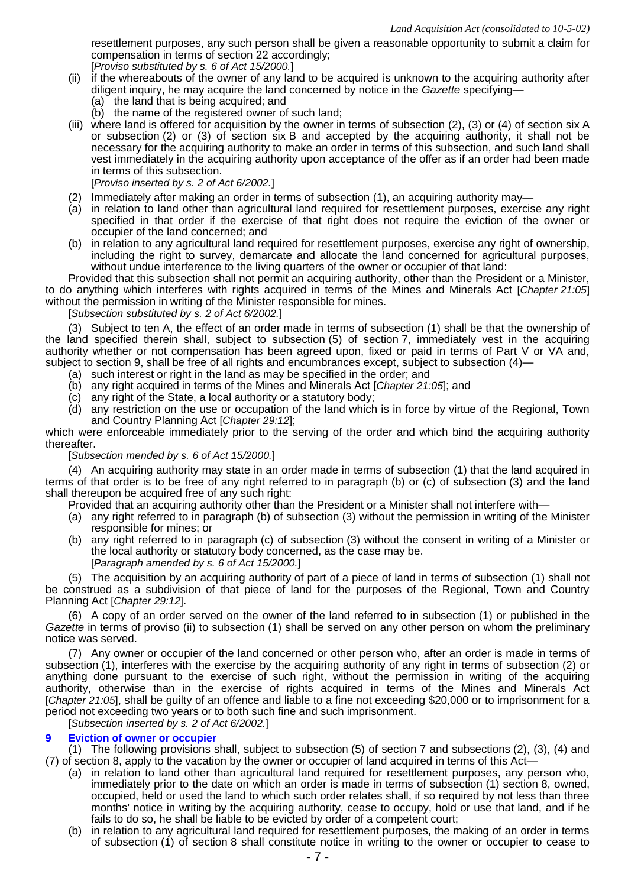resettlement purposes, any such person shall be given a reasonable opportunity to submit a claim for compensation in terms of section 22 accordingly;

[*Proviso substituted by s. 6 of Act 15/2000.*]

(ii) if the whereabouts of the owner of any land to be acquired is unknown to the acquiring authority after diligent inquiry, he may acquire the land concerned by notice in the *Gazette* specifying—

(a) the land that is being acquired; and

(b) the name of the registered owner of such land;

(iii) where land is offered for acquisition by the owner in terms of subsection (2), (3) or (4) of section six A or subsection (2) or (3) of section six B and accepted by the acquiring authority, it shall not be necessary for the acquiring authority to make an order in terms of this subsection, and such land shall vest immediately in the acquiring authority upon acceptance of the offer as if an order had been made in terms of this subsection.

[*Proviso inserted by s. 2 of Act 6/2002.*]

(2) Immediately after making an order in terms of subsection (1), an acquiring authority may—

(a) in relation to land other than agricultural land required for resettlement purposes, exercise any right specified in that order if the exercise of that right does not require the eviction of the owner or occupier of the land concerned; and

(b) in relation to any agricultural land required for resettlement purposes, exercise any right of ownership, including the right to survey, demarcate and allocate the land concerned for agricultural purposes, without undue interference to the living quarters of the owner or occupier of that land:

Provided that this subsection shall not permit an acquiring authority, other than the President or a Minister, to do anything which interferes with rights acquired in terms of the Mines and Minerals Act [*Chapter 21:05*] without the permission in writing of the Minister responsible for mines.

[*Subsection substituted by s. 2 of Act 6/2002.*]

(3) Subject to ten A, the effect of an order made in terms of subsection (1) shall be that the ownership of the land specified therein shall, subject to subsection (5) of section 7, immediately vest in the acquiring authority whether or not compensation has been agreed upon, fixed or paid in terms of Part V or VA and, subject to section 9, shall be free of all rights and encumbrances except, subject to subsection (4)—

(a) such interest or right in the land as may be specified in the order; and

(b) any right acquired in terms of the Mines and Minerals Act [*Chapter 21:05*]; and

(c) any right of the State, a local authority or a statutory body;

(d) any restriction on the use or occupation of the land which is in force by virtue of the Regional, Town and Country Planning Act [*Chapter 29:12*];

which were enforceable immediately prior to the serving of the order and which bind the acquiring authority thereafter.

[*Subsection mended by s. 6 of Act 15/2000.*]

(4) An acquiring authority may state in an order made in terms of subsection (1) that the land acquired in terms of that order is to be free of any right referred to in paragraph (b) or (c) of subsection (3) and the land shall thereupon be acquired free of any such right:

Provided that an acquiring authority other than the President or a Minister shall not interfere with—

(a) any right referred to in paragraph (b) of subsection (3) without the permission in writing of the Minister responsible for mines; or

(b) any right referred to in paragraph (c) of subsection (3) without the consent in writing of a Minister or the local authority or statutory body concerned, as the case may be.

[*Paragraph amended by s. 6 of Act 15/2000.*]

(5) The acquisition by an acquiring authority of part of a piece of land in terms of subsection (1) shall not be construed as a subdivision of that piece of land for the purposes of the Regional, Town and Country Planning Act [*Chapter 29:12*].

(6) A copy of an order served on the owner of the land referred to in subsection (1) or published in the *Gazette* in terms of proviso (ii) to subsection (1) shall be served on any other person on whom the preliminary notice was served.

(7) Any owner or occupier of the land concerned or other person who, after an order is made in terms of subsection (1), interferes with the exercise by the acquiring authority of any right in terms of subsection (2) or anything done pursuant to the exercise of such right, without the permission in writing of the acquiring authority, otherwise than in the exercise of rights acquired in terms of the Mines and Minerals Act [*Chapter 21:05*], shall be guilty of an offence and liable to a fine not exceeding $20,000 or to imprisonment for a period not exceeding two years or to both such fine and such imprisonment.

[*Subsection inserted by s. 2 of Act 6/2002.*]

### 9 Eviction of owner or occupier

(1) The following provisions shall, subject to subsection (5) of section 7 and subsections (2), (3), (4) and (7) of section 8, apply to the vacation by the owner or occupier of land acquired in terms of this Act—

(a) in relation to land other than agricultural land required for resettlement purposes, any person who, immediately prior to the date on which an order is made in terms of subsection (1) section 8, owned, occupied, held or used the land to which such order relates shall, if so required by not less than three months' notice in writing by the acquiring authority, cease to occupy, hold or use that land, and if he fails to do so, he shall be liable to be evicted by order of a competent court;

(b) in relation to any agricultural land required for resettlement purposes, the making of an order in terms of subsection (1) of section 8 shall constitute notice in writing to the owner or occupier to cease to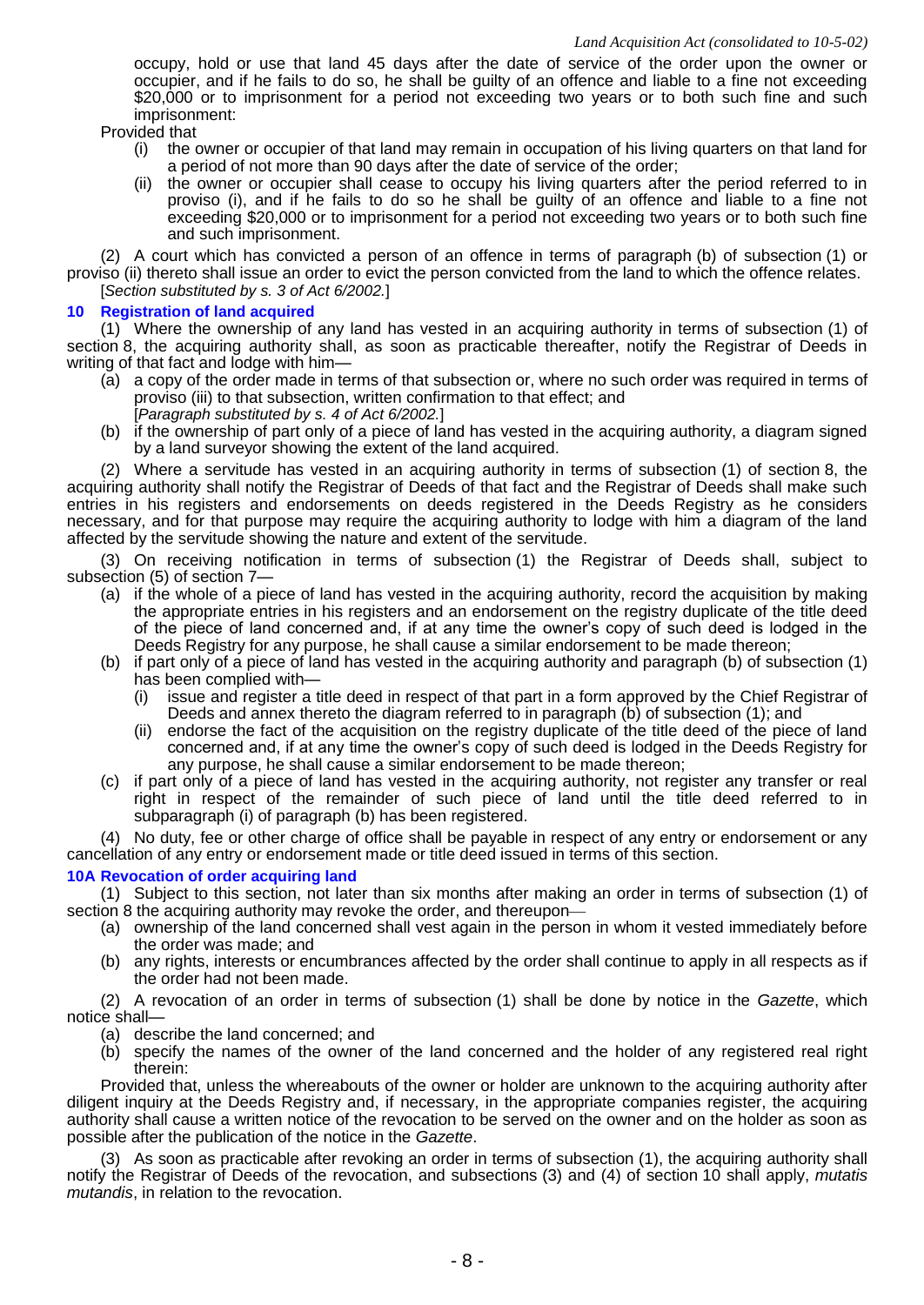occupy, hold or use that land 45 days after the date of service of the order upon the owner or occupier, and if he fails to do so, he shall be guilty of an offence and liable to a fine not exceeding $20,000 or to imprisonment for a period not exceeding two years or to both such fine and such imprisonment:

Provided that

(i) the owner or occupier of that land may remain in occupation of his living quarters on that land for a period of not more than 90 days after the date of service of the order;

(ii) the owner or occupier shall cease to occupy his living quarters after the period referred to in proviso (i), and if he fails to do so he shall be guilty of an offence and liable to a fine not exceeding $20,000 or to imprisonment for a period not exceeding two years or to both such fine and such imprisonment.

(2) A court which has convicted a person of an offence in terms of paragraph (b) of subsection (1) or proviso (ii) thereto shall issue an order to evict the person convicted from the land to which the offence relates.

[*Section substituted by s. 3 of Act 6/2002.*]

### 10 Registration of land acquired

(1) Where the ownership of any land has vested in an acquiring authority in terms of subsection (1) of section 8, the acquiring authority shall, as soon as practicable thereafter, notify the Registrar of Deeds in writing of that fact and lodge with him—

(a) a copy of the order made in terms of that subsection or, where no such order was required in terms of proviso (iii) to that subsection, written confirmation to that effect; and
[*Paragraph substituted by s. 4 of Act 6/2002.*]

(b) if the ownership of part only of a piece of land has vested in the acquiring authority, a diagram signed by a land surveyor showing the extent of the land acquired.

(2) Where a servitude has vested in an acquiring authority in terms of subsection (1) of section 8, the acquiring authority shall notify the Registrar of Deeds of that fact and the Registrar of Deeds shall make such entries in his registers and endorsements on deeds registered in the Deeds Registry as he considers necessary, and for that purpose may require the acquiring authority to lodge with him a diagram of the land affected by the servitude showing the nature and extent of the servitude.

(3) On receiving notification in terms of subsection (1) the Registrar of Deeds shall, subject to subsection (5) of section 7—

(a) if the whole of a piece of land has vested in the acquiring authority, record the acquisition by making the appropriate entries in his registers and an endorsement on the registry duplicate of the title deed of the piece of land concerned and, if at any time the owner's copy of such deed is lodged in the Deeds Registry for any purpose, he shall cause a similar endorsement to be made thereon;

(b) if part only of a piece of land has vested in the acquiring authority and paragraph (b) of subsection (1) has been complied with—

  (i) issue and register a title deed in respect of that part in a form approved by the Chief Registrar of Deeds and annex thereto the diagram referred to in paragraph (b) of subsection (1); and

  (ii) endorse the fact of the acquisition on the registry duplicate of the title deed of the piece of land concerned and, if at any time the owner's copy of such deed is lodged in the Deeds Registry for any purpose, he shall cause a similar endorsement to be made thereon;

(c) if part only of a piece of land has vested in the acquiring authority, not register any transfer or real right in respect of the remainder of such piece of land until the title deed referred to in subparagraph (i) of paragraph (b) has been registered.

(4) No duty, fee or other charge of office shall be payable in respect of any entry or endorsement or any cancellation of any entry or endorsement made or title deed issued in terms of this section.

### 10A Revocation of order acquiring land

(1) Subject to this section, not later than six months after making an order in terms of subsection (1) of section 8 the acquiring authority may revoke the order, and thereupon—

(a) ownership of the land concerned shall vest again in the person in whom it vested immediately before the order was made; and

(b) any rights, interests or encumbrances affected by the order shall continue to apply in all respects as if the order had not been made.

(2) A revocation of an order in terms of subsection (1) shall be done by notice in the *Gazette*, which notice shall—

(a) describe the land concerned; and

(b) specify the names of the owner of the land concerned and the holder of any registered real right therein:

Provided that, unless the whereabouts of the owner or holder are unknown to the acquiring authority after diligent inquiry at the Deeds Registry and, if necessary, in the appropriate companies register, the acquiring authority shall cause a written notice of the revocation to be served on the owner and on the holder as soon as possible after the publication of the notice in the *Gazette*.

(3) As soon as practicable after revoking an order in terms of subsection (1), the acquiring authority shall notify the Registrar of Deeds of the revocation, and subsections (3) and (4) of section 10 shall apply, *mutatis mutandis*, in relation to the revocation.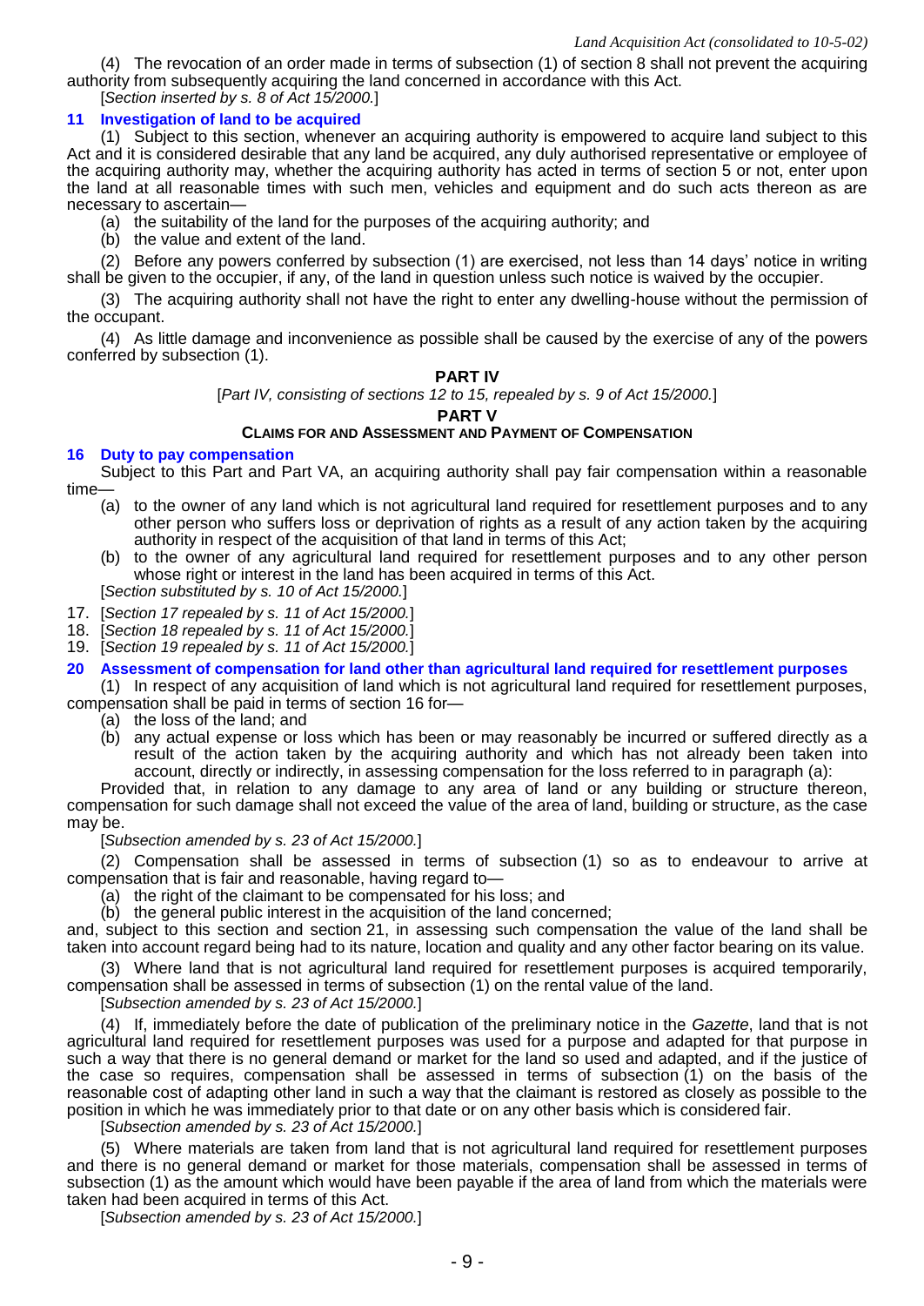(4) The revocation of an order made in terms of subsection (1) of section 8 shall not prevent the acquiring authority from subsequently acquiring the land concerned in accordance with this Act.

[*Section inserted by s. 8 of Act 15/2000.*]

### 11 Investigation of land to be acquired

(1) Subject to this section, whenever an acquiring authority is empowered to acquire land subject to this Act and it is considered desirable that any land be acquired, any duly authorised representative or employee of the acquiring authority may, whether the acquiring authority has acted in terms of section 5 or not, enter upon the land at all reasonable times with such men, vehicles and equipment and do such acts thereon as are necessary to ascertain—

(a) the suitability of the land for the purposes of the acquiring authority; and

(b) the value and extent of the land.

(2) Before any powers conferred by subsection (1) are exercised, not less than 14 days' notice in writing shall be given to the occupier, if any, of the land in question unless such notice is waived by the occupier.

(3) The acquiring authority shall not have the right to enter any dwelling-house without the permission of the occupant.

(4) As little damage and inconvenience as possible shall be caused by the exercise of any of the powers conferred by subsection (1).

## PART IV

[*Part IV, consisting of sections 12 to 15, repealed by s. 9 of Act 15/2000.*]

## PART V

## CLAIMS FOR AND ASSESSMENT AND PAYMENT OF COMPENSATION

### 16 Duty to pay compensation

Subject to this Part and Part VA, an acquiring authority shall pay fair compensation within a reasonable time—

(a) to the owner of any land which is not agricultural land required for resettlement purposes and to any other person who suffers loss or deprivation of rights as a result of any action taken by the acquiring authority in respect of the acquisition of that land in terms of this Act;

(b) to the owner of any agricultural land required for resettlement purposes and to any other person whose right or interest in the land has been acquired in terms of this Act.

[*Section substituted by s. 10 of Act 15/2000.*]

17. [*Section 17 repealed by s. 11 of Act 15/2000.*]

18. [*Section 18 repealed by s. 11 of Act 15/2000.*]

19. [*Section 19 repealed by s. 11 of Act 15/2000.*]

### 20 Assessment of compensation for land other than agricultural land required for resettlement purposes

(1) In respect of any acquisition of land which is not agricultural land required for resettlement purposes, compensation shall be paid in terms of section 16 for—

(a) the loss of the land; and

(b) any actual expense or loss which has been or may reasonably be incurred or suffered directly as a result of the action taken by the acquiring authority and which has not already been taken into account, directly or indirectly, in assessing compensation for the loss referred to in paragraph (a):

Provided that, in relation to any damage to any area of land or any building or structure thereon, compensation for such damage shall not exceed the value of the area of land, building or structure, as the case may be.

[*Subsection amended by s. 23 of Act 15/2000.*]

(2) Compensation shall be assessed in terms of subsection (1) so as to endeavour to arrive at compensation that is fair and reasonable, having regard to—

(a) the right of the claimant to be compensated for his loss; and

(b) the general public interest in the acquisition of the land concerned;

and, subject to this section and section 21, in assessing such compensation the value of the land shall be taken into account regard being had to its nature, location and quality and any other factor bearing on its value.

(3) Where land that is not agricultural land required for resettlement purposes is acquired temporarily, compensation shall be assessed in terms of subsection (1) on the rental value of the land.

[*Subsection amended by s. 23 of Act 15/2000.*]

(4) If, immediately before the date of publication of the preliminary notice in the *Gazette*, land that is not agricultural land required for resettlement purposes was used for a purpose and adapted for that purpose in such a way that there is no general demand or market for the land so used and adapted, and if the justice of the case so requires, compensation shall be assessed in terms of subsection (1) on the basis of the reasonable cost of adapting other land in such a way that the claimant is restored as closely as possible to the position in which he was immediately prior to that date or on any other basis which is considered fair.

[*Subsection amended by s. 23 of Act 15/2000.*]

(5) Where materials are taken from land that is not agricultural land required for resettlement purposes and there is no general demand or market for those materials, compensation shall be assessed in terms of subsection (1) as the amount which would have been payable if the area of land from which the materials were taken had been acquired in terms of this Act.

[*Subsection amended by s. 23 of Act 15/2000.*]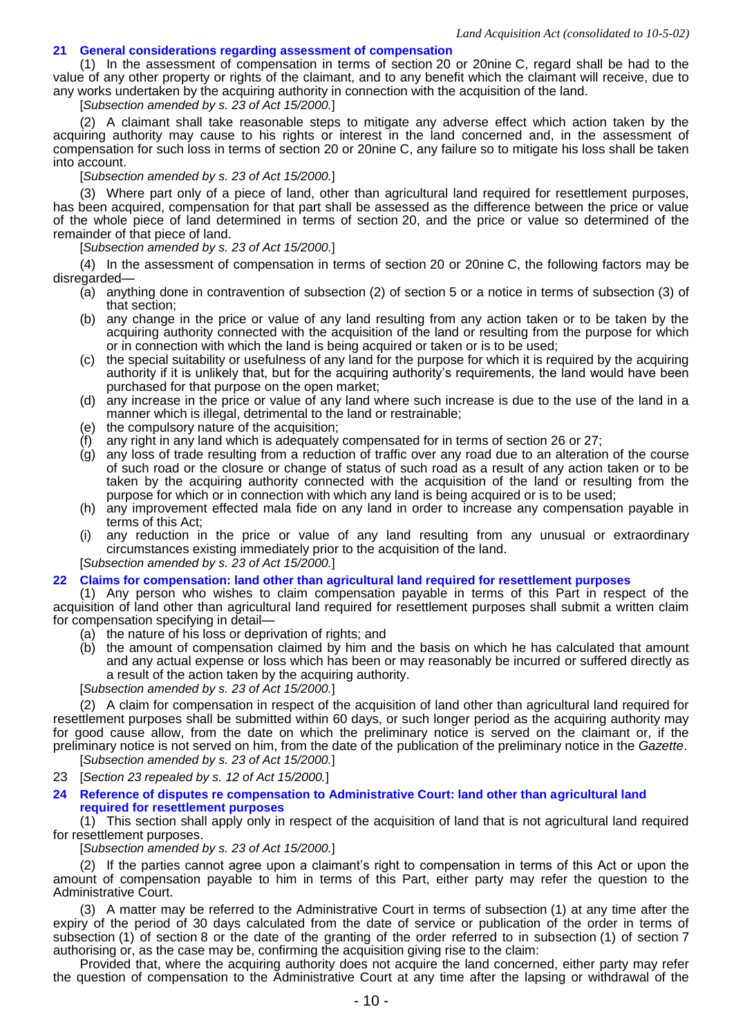### 21 General considerations regarding assessment of compensation

(1) In the assessment of compensation in terms of section 20 or 20nine C, regard shall be had to the value of any other property or rights of the claimant, and to any benefit which the claimant will receive, due to any works undertaken by the acquiring authority in connection with the acquisition of the land.

[*Subsection amended by s. 23 of Act 15/2000.*]

(2) A claimant shall take reasonable steps to mitigate any adverse effect which action taken by the acquiring authority may cause to his rights or interest in the land concerned and, in the assessment of compensation for such loss in terms of section 20 or 20nine C, any failure so to mitigate his loss shall be taken into account.

[*Subsection amended by s. 23 of Act 15/2000.*]

(3) Where part only of a piece of land, other than agricultural land required for resettlement purposes, has been acquired, compensation for that part shall be assessed as the difference between the price or value of the whole piece of land determined in terms of section 20, and the price or value so determined of the remainder of that piece of land.

[*Subsection amended by s. 23 of Act 15/2000.*]

(4) In the assessment of compensation in terms of section 20 or 20nine C, the following factors may be disregarded—

(a) anything done in contravention of subsection (2) of section 5 or a notice in terms of subsection (3) of that section;

(b) any change in the price or value of any land resulting from any action taken or to be taken by the acquiring authority connected with the acquisition of the land or resulting from the purpose for which or in connection with which the land is being acquired or taken or is to be used;

(c) the special suitability or usefulness of any land for the purpose for which it is required by the acquiring authority if it is unlikely that, but for the acquiring authority's requirements, the land would have been purchased for that purpose on the open market;

(d) any increase in the price or value of any land where such increase is due to the use of the land in a manner which is illegal, detrimental to the land or restrainable;

(e) the compulsory nature of the acquisition;

(f) any right in any land which is adequately compensated for in terms of section 26 or 27;

(g) any loss of trade resulting from a reduction of traffic over any road due to an alteration of the course of such road or the closure or change of status of such road as a result of any action taken or to be taken by the acquiring authority connected with the acquisition of the land or resulting from the purpose for which or in connection with which any land is being acquired or is to be used;

(h) any improvement effected mala fide on any land in order to increase any compensation payable in terms of this Act;

(i) any reduction in the price or value of any land resulting from any unusual or extraordinary circumstances existing immediately prior to the acquisition of the land.

[*Subsection amended by s. 23 of Act 15/2000.*]

### 22 Claims for compensation: land other than agricultural land required for resettlement purposes

(1) Any person who wishes to claim compensation payable in terms of this Part in respect of the acquisition of land other than agricultural land required for resettlement purposes shall submit a written claim for compensation specifying in detail—

(a) the nature of his loss or deprivation of rights; and

(b) the amount of compensation claimed by him and the basis on which he has calculated that amount and any actual expense or loss which has been or may reasonably be incurred or suffered directly as a result of the action taken by the acquiring authority.

[*Subsection amended by s. 23 of Act 15/2000.*]

(2) A claim for compensation in respect of the acquisition of land other than agricultural land required for resettlement purposes shall be submitted within 60 days, or such longer period as the acquiring authority may for good cause allow, from the date on which the preliminary notice is served on the claimant or, if the preliminary notice is not served on him, from the date of the publication of the preliminary notice in the *Gazette*.

[*Subsection amended by s. 23 of Act 15/2000.*]

23 [*Section 23 repealed by s. 12 of Act 15/2000.*]

### 24 Reference of disputes re compensation to Administrative Court: land other than agricultural land required for resettlement purposes

(1) This section shall apply only in respect of the acquisition of land that is not agricultural land required for resettlement purposes.

[*Subsection amended by s. 23 of Act 15/2000.*]

(2) If the parties cannot agree upon a claimant's right to compensation in terms of this Act or upon the amount of compensation payable to him in terms of this Part, either party may refer the question to the Administrative Court.

(3) A matter may be referred to the Administrative Court in terms of subsection (1) at any time after the expiry of the period of 30 days calculated from the date of service or publication of the order in terms of subsection (1) of section 8 or the date of the granting of the order referred to in subsection (1) of section 7 authorising or, as the case may be, confirming the acquisition giving rise to the claim:

Provided that, where the acquiring authority does not acquire the land concerned, either party may refer the question of compensation to the Administrative Court at any time after the lapsing or withdrawal of the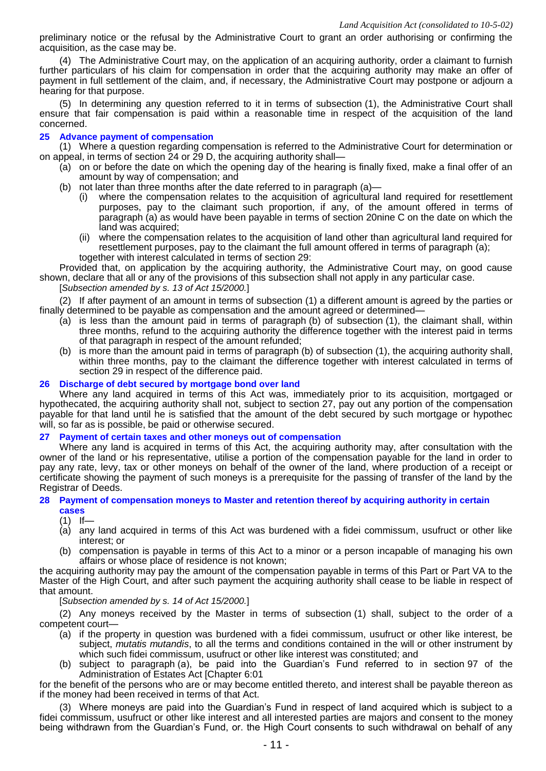preliminary notice or the refusal by the Administrative Court to grant an order authorising or confirming the acquisition, as the case may be.

(4) The Administrative Court may, on the application of an acquiring authority, order a claimant to furnish further particulars of his claim for compensation in order that the acquiring authority may make an offer of payment in full settlement of the claim, and, if necessary, the Administrative Court may postpone or adjourn a hearing for that purpose.

(5) In determining any question referred to it in terms of subsection (1), the Administrative Court shall ensure that fair compensation is paid within a reasonable time in respect of the acquisition of the land concerned.

### 25 Advance payment of compensation

(1) Where a question regarding compensation is referred to the Administrative Court for determination or on appeal, in terms of section 24 or 29 D, the acquiring authority shall—

(a) on or before the date on which the opening day of the hearing is finally fixed, make a final offer of an amount by way of compensation; and

(b) not later than three months after the date referred to in paragraph (a)—

(i) where the compensation relates to the acquisition of agricultural land required for resettlement purposes, pay to the claimant such proportion, if any, of the amount offered in terms of paragraph (a) as would have been payable in terms of section 20nine C on the date on which the land was acquired;

(ii) where the compensation relates to the acquisition of land other than agricultural land required for resettlement purposes, pay to the claimant the full amount offered in terms of paragraph (a);

together with interest calculated in terms of section 29:

Provided that, on application by the acquiring authority, the Administrative Court may, on good cause shown, declare that all or any of the provisions of this subsection shall not apply in any particular case.

[*Subsection amended by s. 13 of Act 15/2000.*]

(2) If after payment of an amount in terms of subsection (1) a different amount is agreed by the parties or finally determined to be payable as compensation and the amount agreed or determined—

(a) is less than the amount paid in terms of paragraph (b) of subsection (1), the claimant shall, within three months, refund to the acquiring authority the difference together with the interest paid in terms of that paragraph in respect of the amount refunded;

(b) is more than the amount paid in terms of paragraph (b) of subsection (1), the acquiring authority shall, within three months, pay to the claimant the difference together with interest calculated in terms of section 29 in respect of the difference paid.

### 26 Discharge of debt secured by mortgage bond over land

Where any land acquired in terms of this Act was, immediately prior to its acquisition, mortgaged or hypothecated, the acquiring authority shall not, subject to section 27, pay out any portion of the compensation payable for that land until he is satisfied that the amount of the debt secured by such mortgage or hypothec will, so far as is possible, be paid or otherwise secured.

### 27 Payment of certain taxes and other moneys out of compensation

Where any land is acquired in terms of this Act, the acquiring authority may, after consultation with the owner of the land or his representative, utilise a portion of the compensation payable for the land in order to pay any rate, levy, tax or other moneys on behalf of the owner of the land, where production of a receipt or certificate showing the payment of such moneys is a prerequisite for the passing of transfer of the land by the Registrar of Deeds.

### 28 Payment of compensation moneys to Master and retention thereof by acquiring authority in certain cases

(1) If—

(a) any land acquired in terms of this Act was burdened with a fidei commissum, usufruct or other like interest; or

(b) compensation is payable in terms of this Act to a minor or a person incapable of managing his own affairs or whose place of residence is not known;

the acquiring authority may pay the amount of the compensation payable in terms of this Part or Part VA to the Master of the High Court, and after such payment the acquiring authority shall cease to be liable in respect of that amount.

[*Subsection amended by s. 14 of Act 15/2000.*]

(2) Any moneys received by the Master in terms of subsection (1) shall, subject to the order of a competent court—

(a) if the property in question was burdened with a fidei commissum, usufruct or other like interest, be subject, *mutatis mutandis*, to all the terms and conditions contained in the will or other instrument by which such fidei commissum, usufruct or other like interest was constituted; and

(b) subject to paragraph (a), be paid into the Guardian's Fund referred to in section 97 of the Administration of Estates Act [Chapter 6:01

for the benefit of the persons who are or may become entitled thereto, and interest shall be payable thereon as if the money had been received in terms of that Act.

(3) Where moneys are paid into the Guardian's Fund in respect of land acquired which is subject to a fidei commissum, usufruct or other like interest and all interested parties are majors and consent to the money being withdrawn from the Guardian's Fund, or. the High Court consents to such withdrawal on behalf of any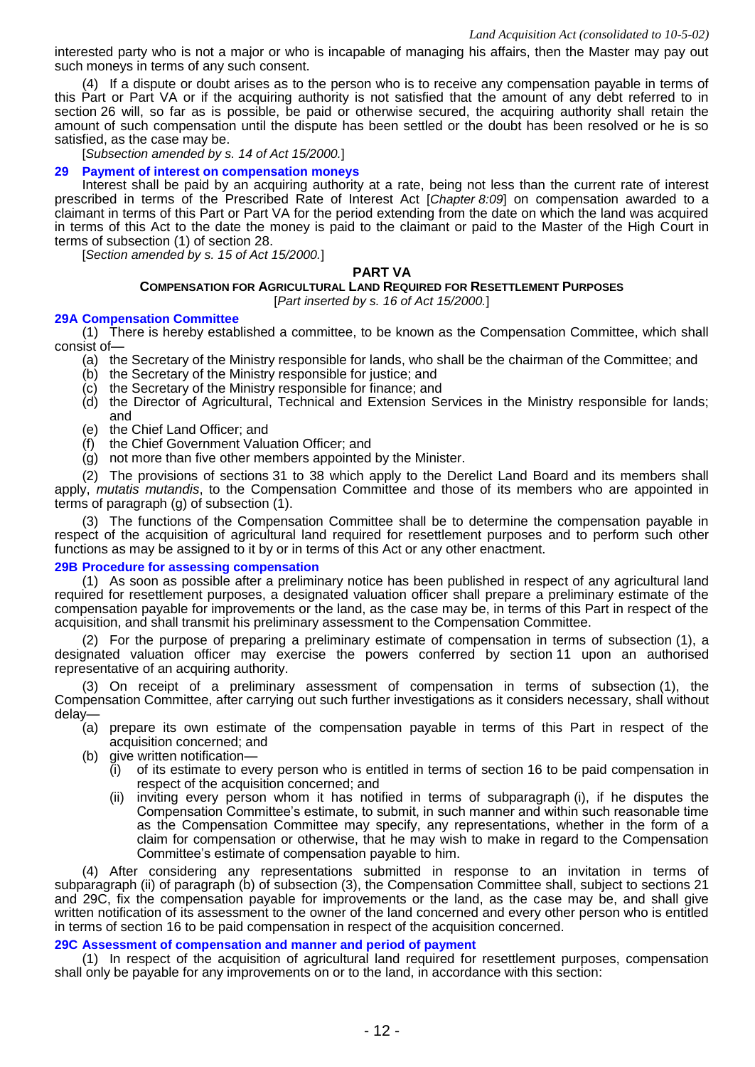interested party who is not a major or who is incapable of managing his affairs, then the Master may pay out such moneys in terms of any such consent.

(4) If a dispute or doubt arises as to the person who is to receive any compensation payable in terms of this Part or Part VA or if the acquiring authority is not satisfied that the amount of any debt referred to in section 26 will, so far as is possible, be paid or otherwise secured, the acquiring authority shall retain the amount of such compensation until the dispute has been settled or the doubt has been resolved or he is so satisfied, as the case may be.

[*Subsection amended by s. 14 of Act 15/2000.*]

### 29 Payment of interest on compensation moneys

Interest shall be paid by an acquiring authority at a rate, being not less than the current rate of interest prescribed in terms of the Prescribed Rate of Interest Act [*Chapter 8:09*] on compensation awarded to a claimant in terms of this Part or Part VA for the period extending from the date on which the land was acquired in terms of this Act to the date the money is paid to the claimant or paid to the Master of the High Court in terms of subsection (1) of section 28.

[*Section amended by s. 15 of Act 15/2000.*]

## PART VA

## COMPENSATION FOR AGRICULTURAL LAND REQUIRED FOR RESETTLEMENT PURPOSES

[*Part inserted by s. 16 of Act 15/2000.*]

### 29A Compensation Committee

(1) There is hereby established a committee, to be known as the Compensation Committee, which shall consist of—

(a) the Secretary of the Ministry responsible for lands, who shall be the chairman of the Committee; and
(b) the Secretary of the Ministry responsible for justice; and
(c) the Secretary of the Ministry responsible for finance; and
(d) the Director of Agricultural, Technical and Extension Services in the Ministry responsible for lands; and
(e) the Chief Land Officer; and
(f) the Chief Government Valuation Officer; and
(g) not more than five other members appointed by the Minister.

(2) The provisions of sections 31 to 38 which apply to the Derelict Land Board and its members shall apply, *mutatis mutandis*, to the Compensation Committee and those of its members who are appointed in terms of paragraph (g) of subsection (1).

(3) The functions of the Compensation Committee shall be to determine the compensation payable in respect of the acquisition of agricultural land required for resettlement purposes and to perform such other functions as may be assigned to it by or in terms of this Act or any other enactment.

### 29B Procedure for assessing compensation

(1) As soon as possible after a preliminary notice has been published in respect of any agricultural land required for resettlement purposes, a designated valuation officer shall prepare a preliminary estimate of the compensation payable for improvements or the land, as the case may be, in terms of this Part in respect of the acquisition, and shall transmit his preliminary assessment to the Compensation Committee.

(2) For the purpose of preparing a preliminary estimate of compensation in terms of subsection (1), a designated valuation officer may exercise the powers conferred by section 11 upon an authorised representative of an acquiring authority.

(3) On receipt of a preliminary assessment of compensation in terms of subsection (1), the Compensation Committee, after carrying out such further investigations as it considers necessary, shall without delay—

(a) prepare its own estimate of the compensation payable in terms of this Part in respect of the acquisition concerned; and
(b) give written notification—
   (i) of its estimate to every person who is entitled in terms of section 16 to be paid compensation in respect of the acquisition concerned; and
   (ii) inviting every person whom it has notified in terms of subparagraph (i), if he disputes the Compensation Committee's estimate, to submit, in such manner and within such reasonable time as the Compensation Committee may specify, any representations, whether in the form of a claim for compensation or otherwise, that he may wish to make in regard to the Compensation Committee's estimate of compensation payable to him.

(4) After considering any representations submitted in response to an invitation in terms of subparagraph (ii) of paragraph (b) of subsection (3), the Compensation Committee shall, subject to sections 21 and 29C, fix the compensation payable for improvements or the land, as the case may be, and shall give written notification of its assessment to the owner of the land concerned and every other person who is entitled in terms of section 16 to be paid compensation in respect of the acquisition concerned.

### 29C Assessment of compensation and manner and period of payment

(1) In respect of the acquisition of agricultural land required for resettlement purposes, compensation shall only be payable for any improvements on or to the land, in accordance with this section: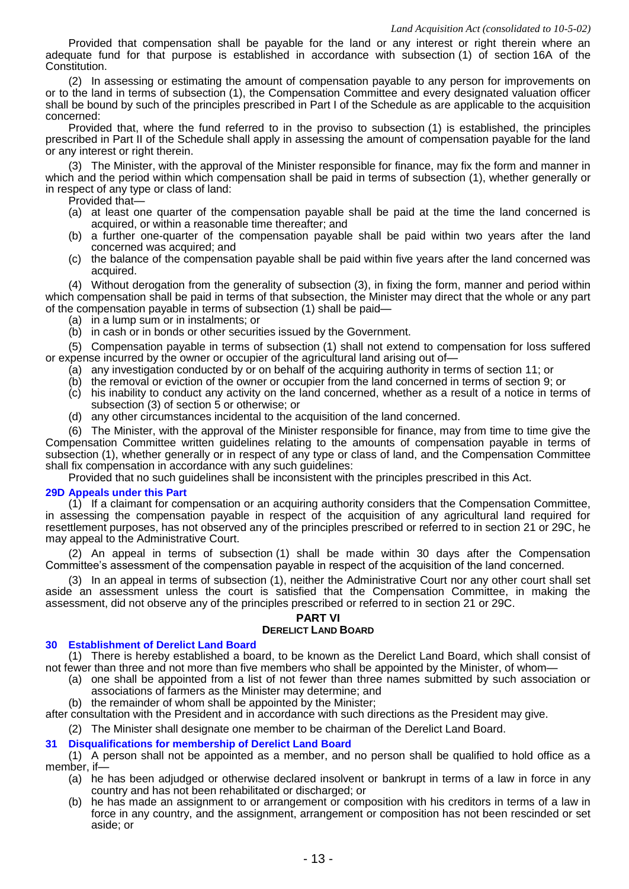Provided that compensation shall be payable for the land or any interest or right therein where an adequate fund for that purpose is established in accordance with subsection (1) of section 16A of the Constitution.

(2) In assessing or estimating the amount of compensation payable to any person for improvements on or to the land in terms of subsection (1), the Compensation Committee and every designated valuation officer shall be bound by such of the principles prescribed in Part I of the Schedule as are applicable to the acquisition concerned:

Provided that, where the fund referred to in the proviso to subsection (1) is established, the principles prescribed in Part II of the Schedule shall apply in assessing the amount of compensation payable for the land or any interest or right therein.

(3) The Minister, with the approval of the Minister responsible for finance, may fix the form and manner in which and the period within which compensation shall be paid in terms of subsection (1), whether generally or in respect of any type or class of land:

Provided that—

(a) at least one quarter of the compensation payable shall be paid at the time the land concerned is acquired, or within a reasonable time thereafter; and
(b) a further one-quarter of the compensation payable shall be paid within two years after the land concerned was acquired; and
(c) the balance of the compensation payable shall be paid within five years after the land concerned was acquired.

(4) Without derogation from the generality of subsection (3), in fixing the form, manner and period within which compensation shall be paid in terms of that subsection, the Minister may direct that the whole or any part of the compensation payable in terms of subsection (1) shall be paid—

(a) in a lump sum or in instalments; or
(b) in cash or in bonds or other securities issued by the Government.

(5) Compensation payable in terms of subsection (1) shall not extend to compensation for loss suffered or expense incurred by the owner or occupier of the agricultural land arising out of—

(a) any investigation conducted by or on behalf of the acquiring authority in terms of section 11; or
(b) the removal or eviction of the owner or occupier from the land concerned in terms of section 9; or
(c) his inability to conduct any activity on the land concerned, whether as a result of a notice in terms of subsection (3) of section 5 or otherwise; or
(d) any other circumstances incidental to the acquisition of the land concerned.

(6) The Minister, with the approval of the Minister responsible for finance, may from time to time give the Compensation Committee written guidelines relating to the amounts of compensation payable in terms of subsection (1), whether generally or in respect of any type or class of land, and the Compensation Committee shall fix compensation in accordance with any such guidelines:

Provided that no such guidelines shall be inconsistent with the principles prescribed in this Act.

### 29D Appeals under this Part

(1) If a claimant for compensation or an acquiring authority considers that the Compensation Committee, in assessing the compensation payable in respect of the acquisition of any agricultural land required for resettlement purposes, has not observed any of the principles prescribed or referred to in section 21 or 29C, he may appeal to the Administrative Court.

(2) An appeal in terms of subsection (1) shall be made within 30 days after the Compensation Committee's assessment of the compensation payable in respect of the acquisition of the land concerned.

(3) In an appeal in terms of subsection (1), neither the Administrative Court nor any other court shall set aside an assessment unless the court is satisfied that the Compensation Committee, in making the assessment, did not observe any of the principles prescribed or referred to in section 21 or 29C.

## PART VI
## DERELICT LAND BOARD

### 30 Establishment of Derelict Land Board

(1) There is hereby established a board, to be known as the Derelict Land Board, which shall consist of not fewer than three and not more than five members who shall be appointed by the Minister, of whom—

(a) one shall be appointed from a list of not fewer than three names submitted by such association or associations of farmers as the Minister may determine; and
(b) the remainder of whom shall be appointed by the Minister;

after consultation with the President and in accordance with such directions as the President may give.

(2) The Minister shall designate one member to be chairman of the Derelict Land Board.

### 31 Disqualifications for membership of Derelict Land Board

(1) A person shall not be appointed as a member, and no person shall be qualified to hold office as a member, if—

(a) he has been adjudged or otherwise declared insolvent or bankrupt in terms of a law in force in any country and has not been rehabilitated or discharged; or
(b) he has made an assignment to or arrangement or composition with his creditors in terms of a law in force in any country, and the assignment, arrangement or composition has not been rescinded or set aside; or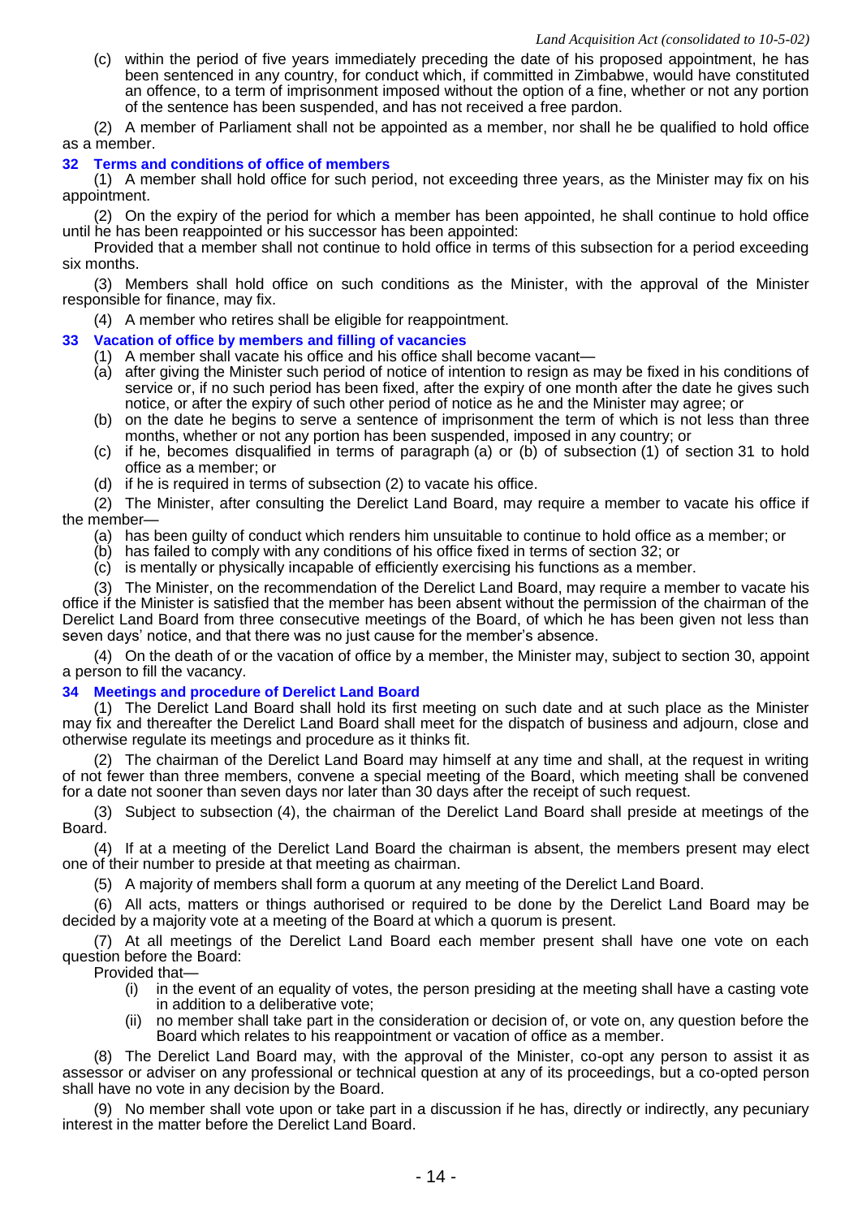(c) within the period of five years immediately preceding the date of his proposed appointment, he has been sentenced in any country, for conduct which, if committed in Zimbabwe, would have constituted an offence, to a term of imprisonment imposed without the option of a fine, whether or not any portion of the sentence has been suspended, and has not received a free pardon.

(2) A member of Parliament shall not be appointed as a member, nor shall he be qualified to hold office as a member.

### 32 Terms and conditions of office of members

(1) A member shall hold office for such period, not exceeding three years, as the Minister may fix on his appointment.

(2) On the expiry of the period for which a member has been appointed, he shall continue to hold office until he has been reappointed or his successor has been appointed:

Provided that a member shall not continue to hold office in terms of this subsection for a period exceeding six months.

(3) Members shall hold office on such conditions as the Minister, with the approval of the Minister responsible for finance, may fix.

(4) A member who retires shall be eligible for reappointment.

### 33 Vacation of office by members and filling of vacancies

(1) A member shall vacate his office and his office shall become vacant—

(a) after giving the Minister such period of notice of intention to resign as may be fixed in his conditions of service or, if no such period has been fixed, after the expiry of one month after the date he gives such notice, or after the expiry of such other period of notice as he and the Minister may agree; or

(b) on the date he begins to serve a sentence of imprisonment the term of which is not less than three months, whether or not any portion has been suspended, imposed in any country; or

(c) if he, becomes disqualified in terms of paragraph (a) or (b) of subsection (1) of section 31 to hold office as a member; or

(d) if he is required in terms of subsection (2) to vacate his office.

(2) The Minister, after consulting the Derelict Land Board, may require a member to vacate his office if the member—

(a) has been guilty of conduct which renders him unsuitable to continue to hold office as a member; or

(b) has failed to comply with any conditions of his office fixed in terms of section 32; or

(c) is mentally or physically incapable of efficiently exercising his functions as a member.

(3) The Minister, on the recommendation of the Derelict Land Board, may require a member to vacate his office if the Minister is satisfied that the member has been absent without the permission of the chairman of the Derelict Land Board from three consecutive meetings of the Board, of which he has been given not less than seven days' notice, and that there was no just cause for the member's absence.

(4) On the death of or the vacation of office by a member, the Minister may, subject to section 30, appoint a person to fill the vacancy.

### 34 Meetings and procedure of Derelict Land Board

(1) The Derelict Land Board shall hold its first meeting on such date and at such place as the Minister may fix and thereafter the Derelict Land Board shall meet for the dispatch of business and adjourn, close and otherwise regulate its meetings and procedure as it thinks fit.

(2) The chairman of the Derelict Land Board may himself at any time and shall, at the request in writing of not fewer than three members, convene a special meeting of the Board, which meeting shall be convened for a date not sooner than seven days nor later than 30 days after the receipt of such request.

(3) Subject to subsection (4), the chairman of the Derelict Land Board shall preside at meetings of the Board.

(4) If at a meeting of the Derelict Land Board the chairman is absent, the members present may elect one of their number to preside at that meeting as chairman.

(5) A majority of members shall form a quorum at any meeting of the Derelict Land Board.

(6) All acts, matters or things authorised or required to be done by the Derelict Land Board may be decided by a majority vote at a meeting of the Board at which a quorum is present.

(7) At all meetings of the Derelict Land Board each member present shall have one vote on each question before the Board:

Provided that—

(i) in the event of an equality of votes, the person presiding at the meeting shall have a casting vote in addition to a deliberative vote;

(ii) no member shall take part in the consideration or decision of, or vote on, any question before the Board which relates to his reappointment or vacation of office as a member.

(8) The Derelict Land Board may, with the approval of the Minister, co-opt any person to assist it as assessor or adviser on any professional or technical question at any of its proceedings, but a co-opted person shall have no vote in any decision by the Board.

(9) No member shall vote upon or take part in a discussion if he has, directly or indirectly, any pecuniary interest in the matter before the Derelict Land Board.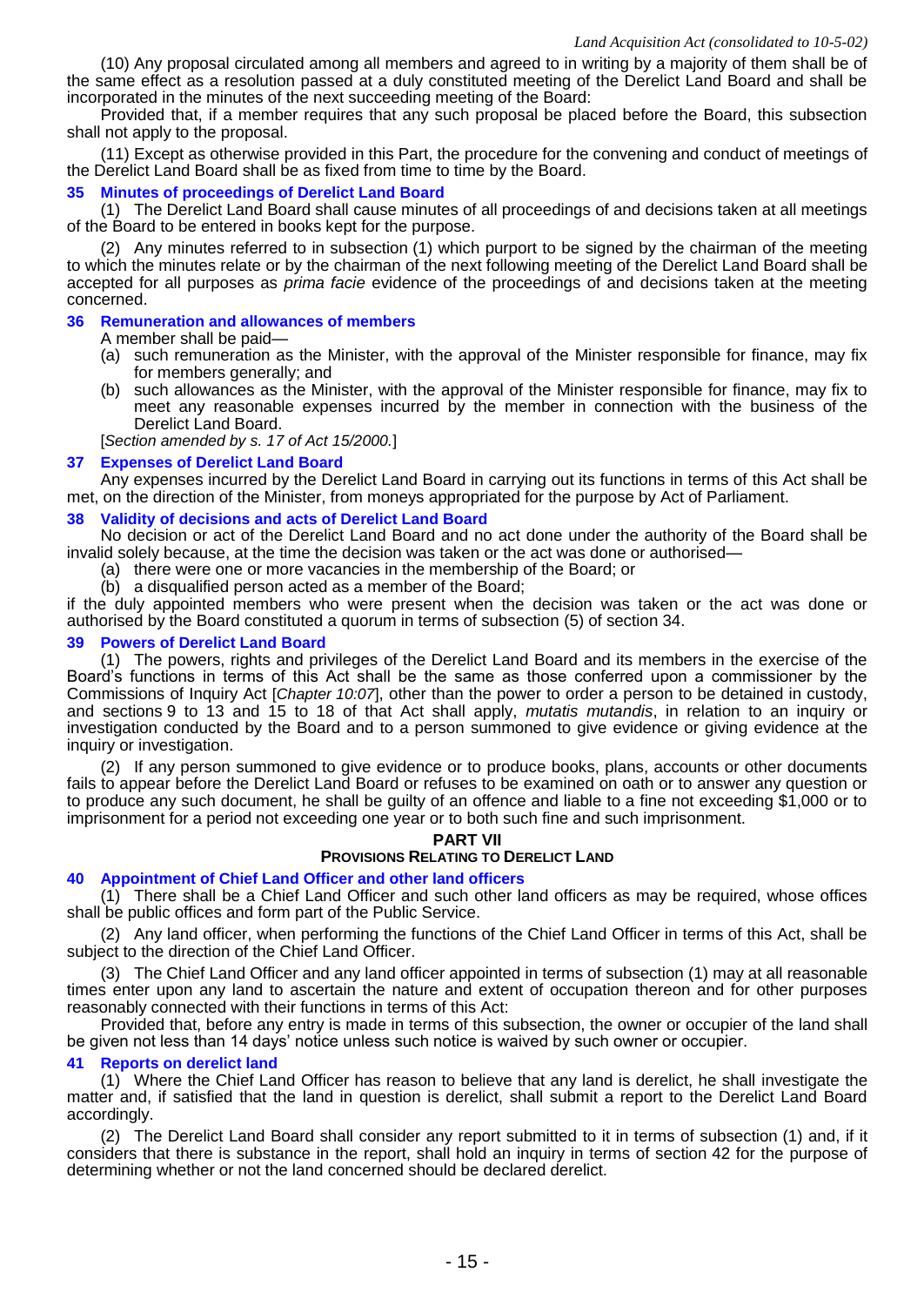(10) Any proposal circulated among all members and agreed to in writing by a majority of them shall be of the same effect as a resolution passed at a duly constituted meeting of the Derelict Land Board and shall be incorporated in the minutes of the next succeeding meeting of the Board:

Provided that, if a member requires that any such proposal be placed before the Board, this subsection shall not apply to the proposal.

(11) Except as otherwise provided in this Part, the procedure for the convening and conduct of meetings of the Derelict Land Board shall be as fixed from time to time by the Board.

### 35 Minutes of proceedings of Derelict Land Board

(1) The Derelict Land Board shall cause minutes of all proceedings of and decisions taken at all meetings of the Board to be entered in books kept for the purpose.

(2) Any minutes referred to in subsection (1) which purport to be signed by the chairman of the meeting to which the minutes relate or by the chairman of the next following meeting of the Derelict Land Board shall be accepted for all purposes as *prima facie* evidence of the proceedings of and decisions taken at the meeting concerned.

### 36 Remuneration and allowances of members

A member shall be paid—

(a) such remuneration as the Minister, with the approval of the Minister responsible for finance, may fix for members generally; and

(b) such allowances as the Minister, with the approval of the Minister responsible for finance, may fix to meet any reasonable expenses incurred by the member in connection with the business of the Derelict Land Board.

[*Section amended by s. 17 of Act 15/2000.*]

### 37 Expenses of Derelict Land Board

Any expenses incurred by the Derelict Land Board in carrying out its functions in terms of this Act shall be met, on the direction of the Minister, from moneys appropriated for the purpose by Act of Parliament.

### 38 Validity of decisions and acts of Derelict Land Board

No decision or act of the Derelict Land Board and no act done under the authority of the Board shall be invalid solely because, at the time the decision was taken or the act was done or authorised—

(a) there were one or more vacancies in the membership of the Board; or

(b) a disqualified person acted as a member of the Board;

if the duly appointed members who were present when the decision was taken or the act was done or authorised by the Board constituted a quorum in terms of subsection (5) of section 34.

### 39 Powers of Derelict Land Board

(1) The powers, rights and privileges of the Derelict Land Board and its members in the exercise of the Board's functions in terms of this Act shall be the same as those conferred upon a commissioner by the Commissions of Inquiry Act [*Chapter 10:07*], other than the power to order a person to be detained in custody, and sections 9 to 13 and 15 to 18 of that Act shall apply, *mutatis mutandis*, in relation to an inquiry or investigation conducted by the Board and to a person summoned to give evidence or giving evidence at the inquiry or investigation.

(2) If any person summoned to give evidence or to produce books, plans, accounts or other documents fails to appear before the Derelict Land Board or refuses to be examined on oath or to answer any question or to produce any such document, he shall be guilty of an offence and liable to a fine not exceeding $1,000 or to imprisonment for a period not exceeding one year or to both such fine and such imprisonment.

## PART VII
## PROVISIONS RELATING TO DERELICT LAND

### 40 Appointment of Chief Land Officer and other land officers

(1) There shall be a Chief Land Officer and such other land officers as may be required, whose offices shall be public offices and form part of the Public Service.

(2) Any land officer, when performing the functions of the Chief Land Officer in terms of this Act, shall be subject to the direction of the Chief Land Officer.

(3) The Chief Land Officer and any land officer appointed in terms of subsection (1) may at all reasonable times enter upon any land to ascertain the nature and extent of occupation thereon and for other purposes reasonably connected with their functions in terms of this Act:

Provided that, before any entry is made in terms of this subsection, the owner or occupier of the land shall be given not less than 14 days' notice unless such notice is waived by such owner or occupier.

### 41 Reports on derelict land

(1) Where the Chief Land Officer has reason to believe that any land is derelict, he shall investigate the matter and, if satisfied that the land in question is derelict, shall submit a report to the Derelict Land Board accordingly.

(2) The Derelict Land Board shall consider any report submitted to it in terms of subsection (1) and, if it considers that there is substance in the report, shall hold an inquiry in terms of section 42 for the purpose of determining whether or not the land concerned should be declared derelict.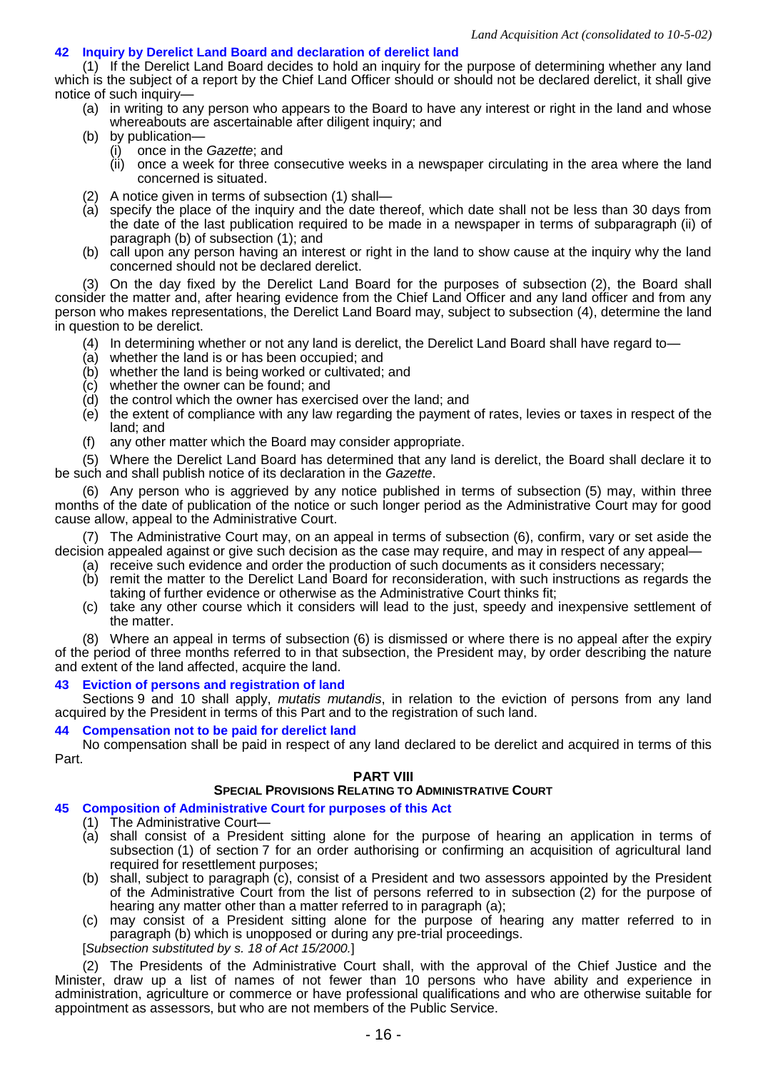### 42 Inquiry by Derelict Land Board and declaration of derelict land

(1) If the Derelict Land Board decides to hold an inquiry for the purpose of determining whether any land which is the subject of a report by the Chief Land Officer should or should not be declared derelict, it shall give notice of such inquiry—

(a) in writing to any person who appears to the Board to have any interest or right in the land and whose whereabouts are ascertainable after diligent inquiry; and

(b) by publication—

(i) once in the *Gazette*; and

(ii) once a week for three consecutive weeks in a newspaper circulating in the area where the land concerned is situated.

(2) A notice given in terms of subsection (1) shall—

(a) specify the place of the inquiry and the date thereof, which date shall not be less than 30 days from the date of the last publication required to be made in a newspaper in terms of subparagraph (ii) of paragraph (b) of subsection (1); and

(b) call upon any person having an interest or right in the land to show cause at the inquiry why the land concerned should not be declared derelict.

(3) On the day fixed by the Derelict Land Board for the purposes of subsection (2), the Board shall consider the matter and, after hearing evidence from the Chief Land Officer and any land officer and from any person who makes representations, the Derelict Land Board may, subject to subsection (4), determine the land in question to be derelict.

(4) In determining whether or not any land is derelict, the Derelict Land Board shall have regard to—

(a) whether the land is or has been occupied; and

(b) whether the land is being worked or cultivated; and

(c) whether the owner can be found; and

(d) the control which the owner has exercised over the land; and

(e) the extent of compliance with any law regarding the payment of rates, levies or taxes in respect of the land; and

(f) any other matter which the Board may consider appropriate.

(5) Where the Derelict Land Board has determined that any land is derelict, the Board shall declare it to be such and shall publish notice of its declaration in the *Gazette*.

(6) Any person who is aggrieved by any notice published in terms of subsection (5) may, within three months of the date of publication of the notice or such longer period as the Administrative Court may for good cause allow, appeal to the Administrative Court.

(7) The Administrative Court may, on an appeal in terms of subsection (6), confirm, vary or set aside the decision appealed against or give such decision as the case may require, and may in respect of any appeal—

(a) receive such evidence and order the production of such documents as it considers necessary;

(b) remit the matter to the Derelict Land Board for reconsideration, with such instructions as regards the taking of further evidence or otherwise as the Administrative Court thinks fit;

(c) take any other course which it considers will lead to the just, speedy and inexpensive settlement of the matter.

(8) Where an appeal in terms of subsection (6) is dismissed or where there is no appeal after the expiry of the period of three months referred to in that subsection, the President may, by order describing the nature and extent of the land affected, acquire the land.

### 43 Eviction of persons and registration of land

Sections 9 and 10 shall apply, *mutatis mutandis*, in relation to the eviction of persons from any land acquired by the President in terms of this Part and to the registration of such land.

### 44 Compensation not to be paid for derelict land

No compensation shall be paid in respect of any land declared to be derelict and acquired in terms of this Part.

## PART VIII

## SPECIAL PROVISIONS RELATING TO ADMINISTRATIVE COURT

### 45 Composition of Administrative Court for purposes of this Act

(1) The Administrative Court—

(a) shall consist of a President sitting alone for the purpose of hearing an application in terms of subsection (1) of section 7 for an order authorising or confirming an acquisition of agricultural land required for resettlement purposes;

(b) shall, subject to paragraph (c), consist of a President and two assessors appointed by the President of the Administrative Court from the list of persons referred to in subsection (2) for the purpose of hearing any matter other than a matter referred to in paragraph (a);

(c) may consist of a President sitting alone for the purpose of hearing any matter referred to in paragraph (b) which is unopposed or during any pre-trial proceedings.

[*Subsection substituted by s. 18 of Act 15/2000.*]

(2) The Presidents of the Administrative Court shall, with the approval of the Chief Justice and the Minister, draw up a list of names of not fewer than 10 persons who have ability and experience in administration, agriculture or commerce or have professional qualifications and who are otherwise suitable for appointment as assessors, but who are not members of the Public Service.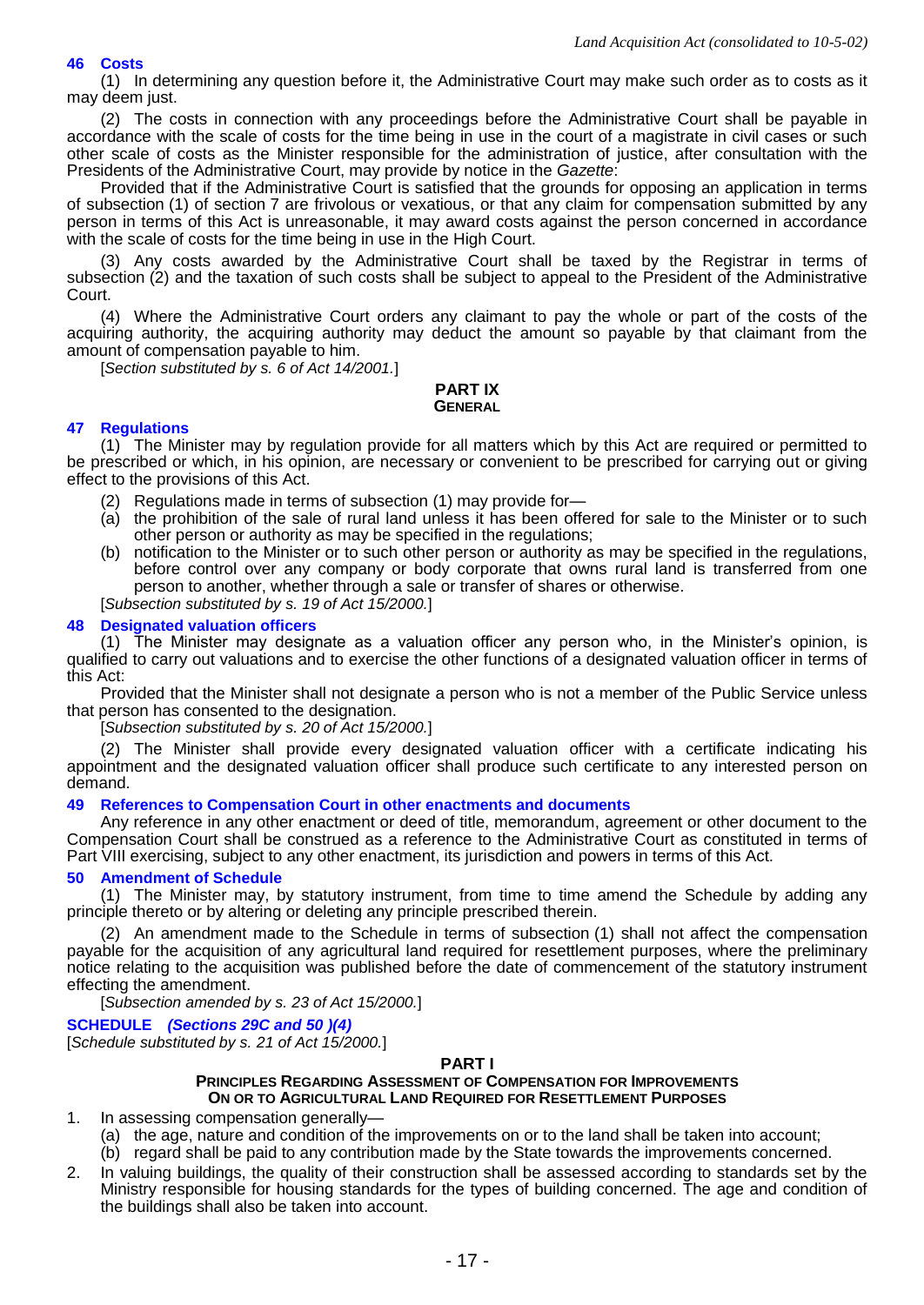#### 46 Costs

(1) In determining any question before it, the Administrative Court may make such order as to costs as it may deem just.

(2) The costs in connection with any proceedings before the Administrative Court shall be payable in accordance with the scale of costs for the time being in use in the court of a magistrate in civil cases or such other scale of costs as the Minister responsible for the administration of justice, after consultation with the Presidents of the Administrative Court, may provide by notice in the *Gazette*:

Provided that if the Administrative Court is satisfied that the grounds for opposing an application in terms of subsection (1) of section 7 are frivolous or vexatious, or that any claim for compensation submitted by any person in terms of this Act is unreasonable, it may award costs against the person concerned in accordance with the scale of costs for the time being in use in the High Court.

(3) Any costs awarded by the Administrative Court shall be taxed by the Registrar in terms of subsection (2) and the taxation of such costs shall be subject to appeal to the President of the Administrative Court.

(4) Where the Administrative Court orders any claimant to pay the whole or part of the costs of the acquiring authority, the acquiring authority may deduct the amount so payable by that claimant from the amount of compensation payable to him.

[*Section substituted by s. 6 of Act 14/2001.*]

## PART IX
### GENERAL

#### 47 Regulations

(1) The Minister may by regulation provide for all matters which by this Act are required or permitted to be prescribed or which, in his opinion, are necessary or convenient to be prescribed for carrying out or giving effect to the provisions of this Act.

(2) Regulations made in terms of subsection (1) may provide for—

(a) the prohibition of the sale of rural land unless it has been offered for sale to the Minister or to such other person or authority as may be specified in the regulations;

(b) notification to the Minister or to such other person or authority as may be specified in the regulations, before control over any company or body corporate that owns rural land is transferred from one person to another, whether through a sale or transfer of shares or otherwise.

[*Subsection substituted by s. 19 of Act 15/2000.*]

#### 48 Designated valuation officers

(1) The Minister may designate as a valuation officer any person who, in the Minister's opinion, is qualified to carry out valuations and to exercise the other functions of a designated valuation officer in terms of this Act:

Provided that the Minister shall not designate a person who is not a member of the Public Service unless that person has consented to the designation.

[*Subsection substituted by s. 20 of Act 15/2000.*]

(2) The Minister shall provide every designated valuation officer with a certificate indicating his appointment and the designated valuation officer shall produce such certificate to any interested person on demand.

#### 49 References to Compensation Court in other enactments and documents

Any reference in any other enactment or deed of title, memorandum, agreement or other document to the Compensation Court shall be construed as a reference to the Administrative Court as constituted in terms of Part VIII exercising, subject to any other enactment, its jurisdiction and powers in terms of this Act.

#### 50 Amendment of Schedule

(1) The Minister may, by statutory instrument, from time to time amend the Schedule by adding any principle thereto or by altering or deleting any principle prescribed therein.

(2) An amendment made to the Schedule in terms of subsection (1) shall not affect the compensation payable for the acquisition of any agricultural land required for resettlement purposes, where the preliminary notice relating to the acquisition was published before the date of commencement of the statutory instrument effecting the amendment.

[*Subsection amended by s. 23 of Act 15/2000.*]

#### SCHEDULE *(Sections 29C and 50 )(4)*

[*Schedule substituted by s. 21 of Act 15/2000.*]

## PART I
### PRINCIPLES REGARDING ASSESSMENT OF COMPENSATION FOR IMPROVEMENTS ON OR TO AGRICULTURAL LAND REQUIRED FOR RESETTLEMENT PURPOSES

1. In assessing compensation generally—
   (a) the age, nature and condition of the improvements on or to the land shall be taken into account;
   (b) regard shall be paid to any contribution made by the State towards the improvements concerned.
2. In valuing buildings, the quality of their construction shall be assessed according to standards set by the Ministry responsible for housing standards for the types of building concerned. The age and condition of the buildings shall also be taken into account.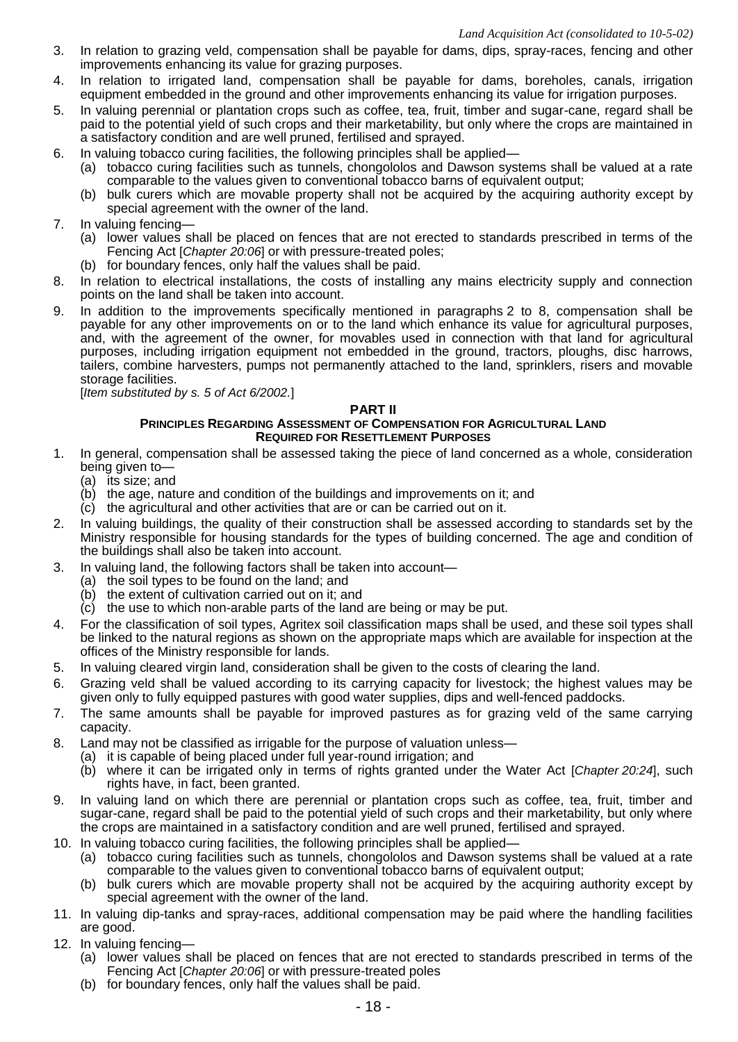3. In relation to grazing veld, compensation shall be payable for dams, dips, spray-races, fencing and other improvements enhancing its value for grazing purposes.
4. In relation to irrigated land, compensation shall be payable for dams, boreholes, canals, irrigation equipment embedded in the ground and other improvements enhancing its value for irrigation purposes.
5. In valuing perennial or plantation crops such as coffee, tea, fruit, timber and sugar-cane, regard shall be paid to the potential yield of such crops and their marketability, but only where the crops are maintained in a satisfactory condition and are well pruned, fertilised and sprayed.
6. In valuing tobacco curing facilities, the following principles shall be applied—
   (a) tobacco curing facilities such as tunnels, chongololos and Dawson systems shall be valued at a rate comparable to the values given to conventional tobacco barns of equivalent output;
   (b) bulk curers which are movable property shall not be acquired by the acquiring authority except by special agreement with the owner of the land.
7. In valuing fencing—
   (a) lower values shall be placed on fences that are not erected to standards prescribed in terms of the Fencing Act [*Chapter 20:06*] or with pressure-treated poles;
   (b) for boundary fences, only half the values shall be paid.
8. In relation to electrical installations, the costs of installing any mains electricity supply and connection points on the land shall be taken into account.
9. In addition to the improvements specifically mentioned in paragraphs 2 to 8, compensation shall be payable for any other improvements on or to the land which enhance its value for agricultural purposes, and, with the agreement of the owner, for movables used in connection with that land for agricultural purposes, including irrigation equipment not embedded in the ground, tractors, ploughs, disc harrows, tailers, combine harvesters, pumps not permanently attached to the land, sprinklers, risers and movable storage facilities.

[*Item substituted by s. 5 of Act 6/2002.*]

## PART II

### PRINCIPLES REGARDING ASSESSMENT OF COMPENSATION FOR AGRICULTURAL LAND REQUIRED FOR RESETTLEMENT PURPOSES

1. In general, compensation shall be assessed taking the piece of land concerned as a whole, consideration being given to—
   (a) its size; and
   (b) the age, nature and condition of the buildings and improvements on it; and
   (c) the agricultural and other activities that are or can be carried out on it.
2. In valuing buildings, the quality of their construction shall be assessed according to standards set by the Ministry responsible for housing standards for the types of building concerned. The age and condition of the buildings shall also be taken into account.
3. In valuing land, the following factors shall be taken into account—
   (a) the soil types to be found on the land; and
   (b) the extent of cultivation carried out on it; and
   (c) the use to which non-arable parts of the land are being or may be put.
4. For the classification of soil types, Agritex soil classification maps shall be used, and these soil types shall be linked to the natural regions as shown on the appropriate maps which are available for inspection at the offices of the Ministry responsible for lands.
5. In valuing cleared virgin land, consideration shall be given to the costs of clearing the land.
6. Grazing veld shall be valued according to its carrying capacity for livestock; the highest values may be given only to fully equipped pastures with good water supplies, dips and well-fenced paddocks.
7. The same amounts shall be payable for improved pastures as for grazing veld of the same carrying capacity.
8. Land may not be classified as irrigable for the purpose of valuation unless—
   (a) it is capable of being placed under full year-round irrigation; and
   (b) where it can be irrigated only in terms of rights granted under the Water Act [*Chapter 20:24*], such rights have, in fact, been granted.
9. In valuing land on which there are perennial or plantation crops such as coffee, tea, fruit, timber and sugar-cane, regard shall be paid to the potential yield of such crops and their marketability, but only where the crops are maintained in a satisfactory condition and are well pruned, fertilised and sprayed.
10. In valuing tobacco curing facilities, the following principles shall be applied—
    (a) tobacco curing facilities such as tunnels, chongololos and Dawson systems shall be valued at a rate comparable to the values given to conventional tobacco barns of equivalent output;
    (b) bulk curers which are movable property shall not be acquired by the acquiring authority except by special agreement with the owner of the land.
11. In valuing dip-tanks and spray-races, additional compensation may be paid where the handling facilities are good.
12. In valuing fencing—
    (a) lower values shall be placed on fences that are not erected to standards prescribed in terms of the Fencing Act [*Chapter 20:06*] or with pressure-treated poles
    (b) for boundary fences, only half the values shall be paid.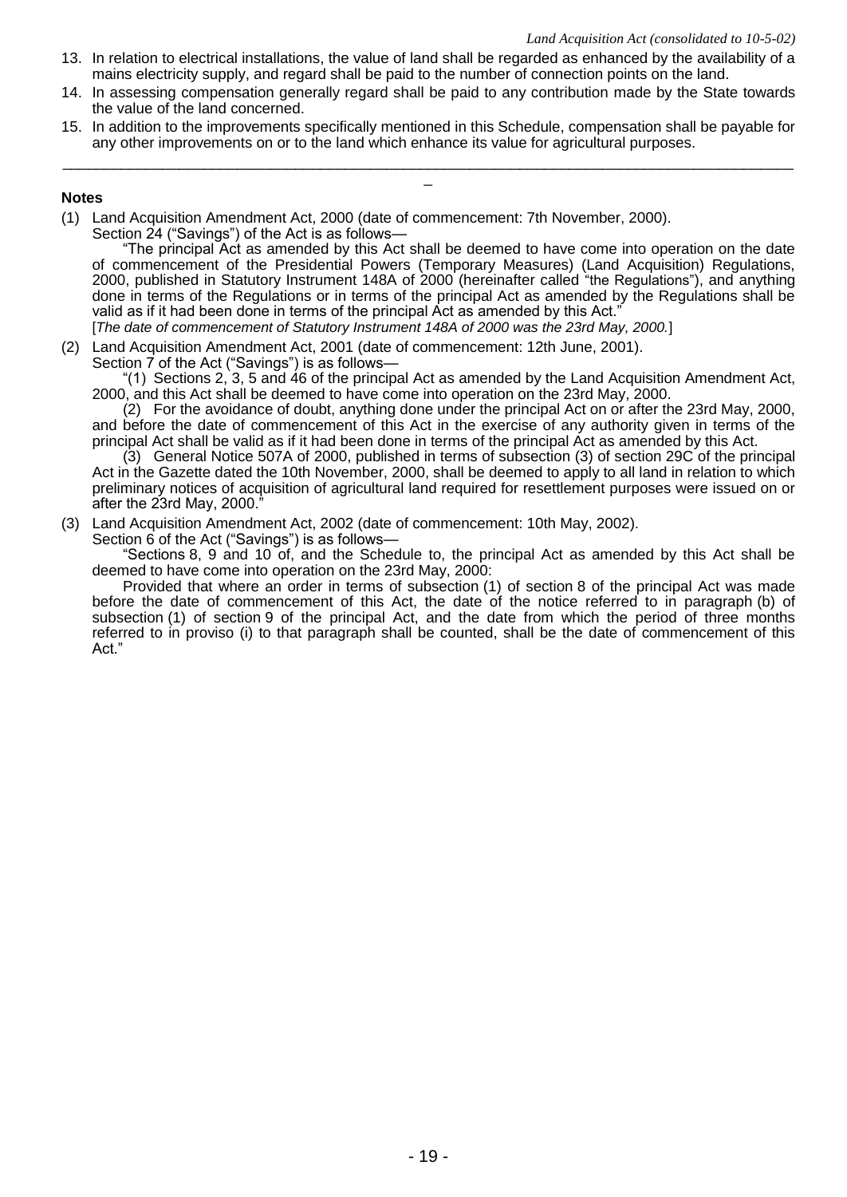13. In relation to electrical installations, the value of land shall be regarded as enhanced by the availability of a mains electricity supply, and regard shall be paid to the number of connection points on the land.
14. In assessing compensation generally regard shall be paid to any contribution made by the State towards the value of the land concerned.
15. In addition to the improvements specifically mentioned in this Schedule, compensation shall be payable for any other improvements on or to the land which enhance its value for agricultural purposes.

---

**Notes**

(1) Land Acquisition Amendment Act, 2000 (date of commencement: 7th November, 2000).
Section 24 ("Savings") of the Act is as follows—

"The principal Act as amended by this Act shall be deemed to have come into operation on the date of commencement of the Presidential Powers (Temporary Measures) (Land Acquisition) Regulations, 2000, published in Statutory Instrument 148A of 2000 (hereinafter called "the Regulations"), and anything done in terms of the Regulations or in terms of the principal Act as amended by the Regulations shall be valid as if it had been done in terms of the principal Act as amended by this Act."

[*The date of commencement of Statutory Instrument 148A of 2000 was the 23rd May, 2000.*]

(2) Land Acquisition Amendment Act, 2001 (date of commencement: 12th June, 2001).
Section 7 of the Act ("Savings") is as follows—

"(1) Sections 2, 3, 5 and 46 of the principal Act as amended by the Land Acquisition Amendment Act, 2000, and this Act shall be deemed to have come into operation on the 23rd May, 2000.

(2) For the avoidance of doubt, anything done under the principal Act on or after the 23rd May, 2000, and before the date of commencement of this Act in the exercise of any authority given in terms of the principal Act shall be valid as if it had been done in terms of the principal Act as amended by this Act.

(3) General Notice 507A of 2000, published in terms of subsection (3) of section 29C of the principal Act in the Gazette dated the 10th November, 2000, shall be deemed to apply to all land in relation to which preliminary notices of acquisition of agricultural land required for resettlement purposes were issued on or after the 23rd May, 2000."

(3) Land Acquisition Amendment Act, 2002 (date of commencement: 10th May, 2002).
Section 6 of the Act ("Savings") is as follows—

"Sections 8, 9 and 10 of, and the Schedule to, the principal Act as amended by this Act shall be deemed to have come into operation on the 23rd May, 2000:

Provided that where an order in terms of subsection (1) of section 8 of the principal Act was made before the date of commencement of this Act, the date of the notice referred to in paragraph (b) of subsection (1) of section 9 of the principal Act, and the date from which the period of three months referred to in proviso (i) to that paragraph shall be counted, shall be the date of commencement of this Act."